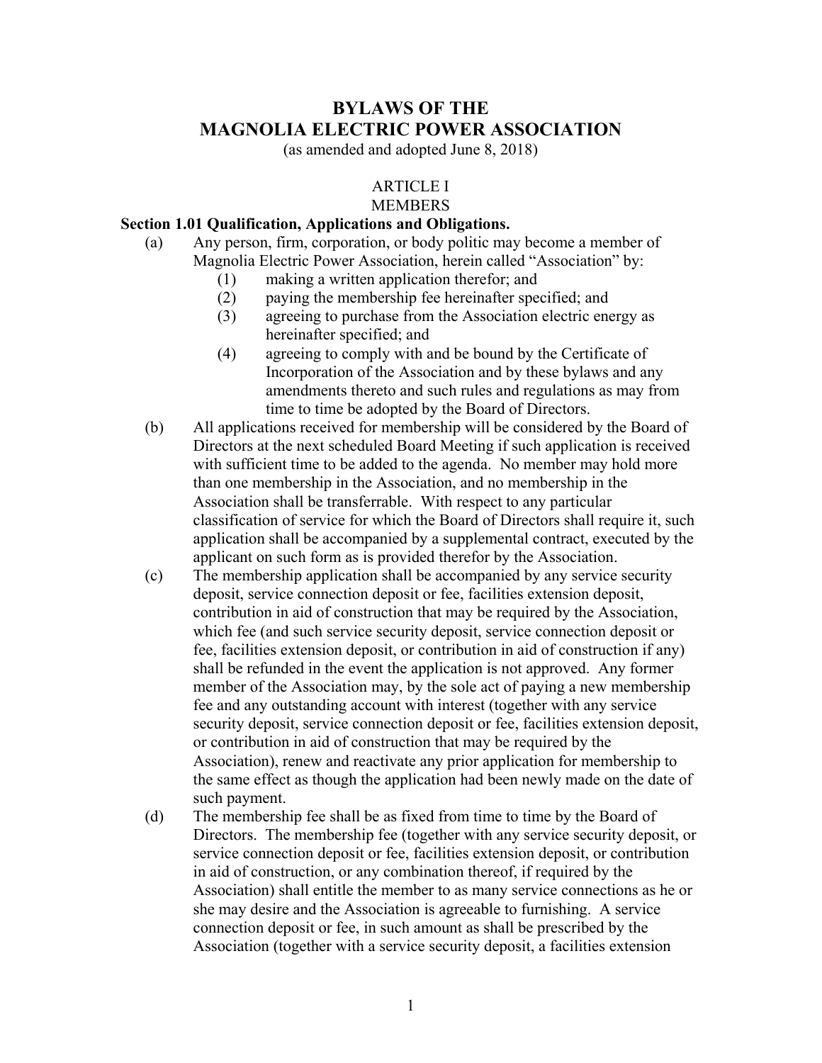# BYLAWS OF THE MAGNOLIA ELECTRIC POWER ASSOCIATION

(as amended and adopted June 8, 2018)

## ARTICLE I
## MEMBERS

### Section 1.01 Qualification, Applications and Obligations.

(a) Any person, firm, corporation, or body politic may become a member of Magnolia Electric Power Association, herein called "Association" by:

   (1) making a written application therefor; and

   (2) paying the membership fee hereinafter specified; and

   (3) agreeing to purchase from the Association electric energy as hereinafter specified; and

   (4) agreeing to comply with and be bound by the Certificate of Incorporation of the Association and by these bylaws and any amendments thereto and such rules and regulations as may from time to time be adopted by the Board of Directors.

(b) All applications received for membership will be considered by the Board of Directors at the next scheduled Board Meeting if such application is received with sufficient time to be added to the agenda. No member may hold more than one membership in the Association, and no membership in the Association shall be transferrable. With respect to any particular classification of service for which the Board of Directors shall require it, such application shall be accompanied by a supplemental contract, executed by the applicant on such form as is provided therefor by the Association.

(c) The membership application shall be accompanied by any service security deposit, service connection deposit or fee, facilities extension deposit, contribution in aid of construction that may be required by the Association, which fee (and such service security deposit, service connection deposit or fee, facilities extension deposit, or contribution in aid of construction if any) shall be refunded in the event the application is not approved. Any former member of the Association may, by the sole act of paying a new membership fee and any outstanding account with interest (together with any service security deposit, service connection deposit or fee, facilities extension deposit, or contribution in aid of construction that may be required by the Association), renew and reactivate any prior application for membership to the same effect as though the application had been newly made on the date of such payment.

(d) The membership fee shall be as fixed from time to time by the Board of Directors. The membership fee (together with any service security deposit, or service connection deposit or fee, facilities extension deposit, or contribution in aid of construction, or any combination thereof, if required by the Association) shall entitle the member to as many service connections as he or she may desire and the Association is agreeable to furnishing. A service connection deposit or fee, in such amount as shall be prescribed by the Association (together with a service security deposit, a facilities extension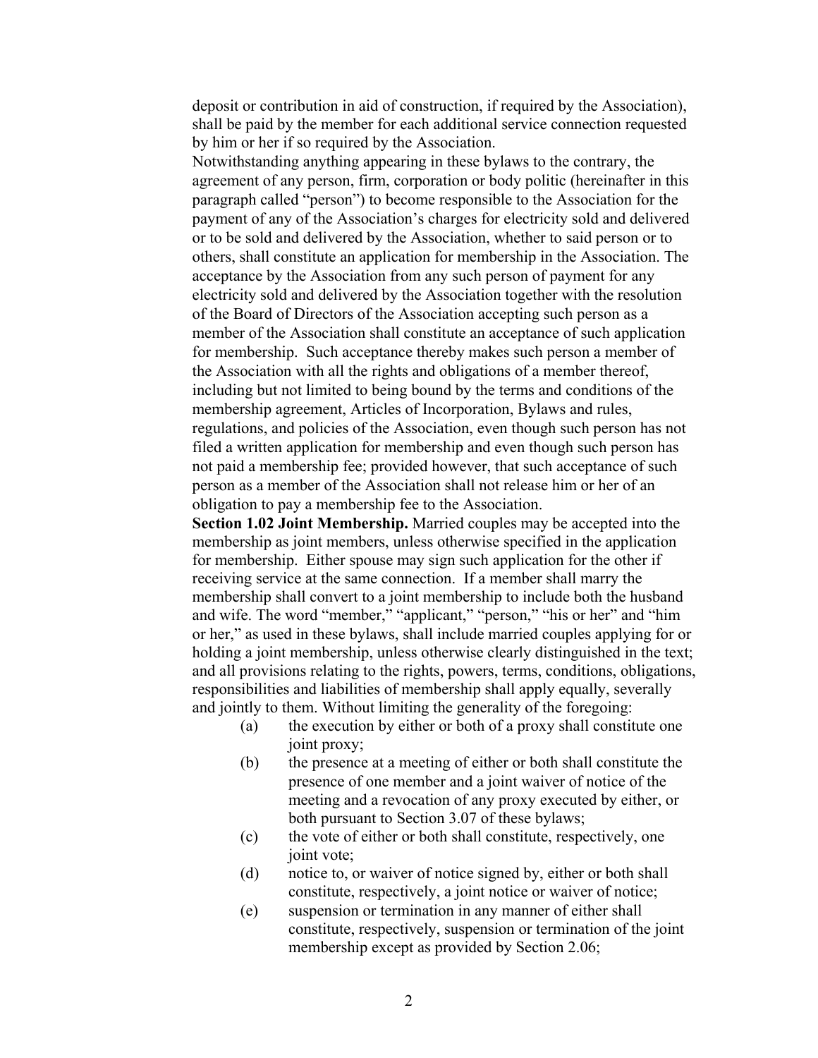deposit or contribution in aid of construction, if required by the Association), shall be paid by the member for each additional service connection requested by him or her if so required by the Association.

Notwithstanding anything appearing in these bylaws to the contrary, the agreement of any person, firm, corporation or body politic (hereinafter in this paragraph called "person") to become responsible to the Association for the payment of any of the Association's charges for electricity sold and delivered or to be sold and delivered by the Association, whether to said person or to others, shall constitute an application for membership in the Association. The acceptance by the Association from any such person of payment for any electricity sold and delivered by the Association together with the resolution of the Board of Directors of the Association accepting such person as a member of the Association shall constitute an acceptance of such application for membership. Such acceptance thereby makes such person a member of the Association with all the rights and obligations of a member thereof, including but not limited to being bound by the terms and conditions of the membership agreement, Articles of Incorporation, Bylaws and rules, regulations, and policies of the Association, even though such person has not filed a written application for membership and even though such person has not paid a membership fee; provided however, that such acceptance of such person as a member of the Association shall not release him or her of an obligation to pay a membership fee to the Association.

**Section 1.02 Joint Membership.** Married couples may be accepted into the membership as joint members, unless otherwise specified in the application for membership. Either spouse may sign such application for the other if receiving service at the same connection. If a member shall marry the membership shall convert to a joint membership to include both the husband and wife. The word "member," "applicant," "person," "his or her" and "him or her," as used in these bylaws, shall include married couples applying for or holding a joint membership, unless otherwise clearly distinguished in the text; and all provisions relating to the rights, powers, terms, conditions, obligations, responsibilities and liabilities of membership shall apply equally, severally and jointly to them. Without limiting the generality of the foregoing:

(a) the execution by either or both of a proxy shall constitute one joint proxy;

(b) the presence at a meeting of either or both shall constitute the presence of one member and a joint waiver of notice of the meeting and a revocation of any proxy executed by either, or both pursuant to Section 3.07 of these bylaws;

(c) the vote of either or both shall constitute, respectively, one joint vote;

(d) notice to, or waiver of notice signed by, either or both shall constitute, respectively, a joint notice or waiver of notice;

(e) suspension or termination in any manner of either shall constitute, respectively, suspension or termination of the joint membership except as provided by Section 2.06;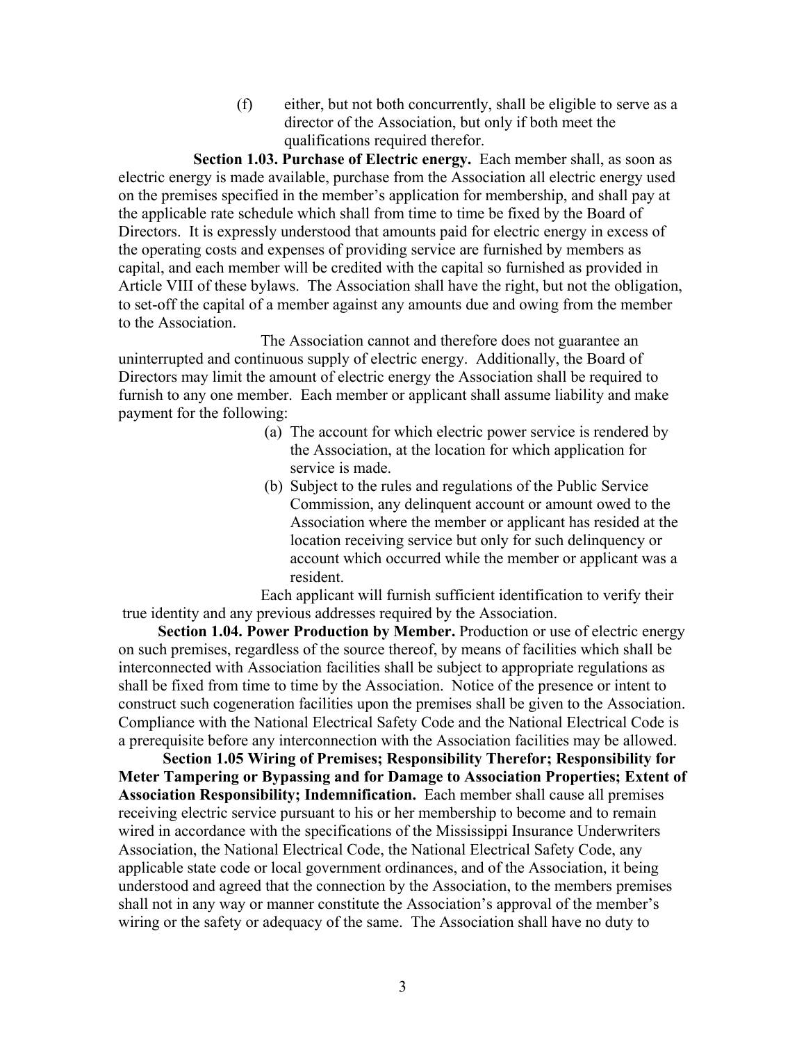(f) either, but not both concurrently, shall be eligible to serve as a director of the Association, but only if both meet the qualifications required therefor.

**Section 1.03. Purchase of Electric energy.** Each member shall, as soon as electric energy is made available, purchase from the Association all electric energy used on the premises specified in the member's application for membership, and shall pay at the applicable rate schedule which shall from time to time be fixed by the Board of Directors. It is expressly understood that amounts paid for electric energy in excess of the operating costs and expenses of providing service are furnished by members as capital, and each member will be credited with the capital so furnished as provided in Article VIII of these bylaws. The Association shall have the right, but not the obligation, to set-off the capital of a member against any amounts due and owing from the member to the Association.

The Association cannot and therefore does not guarantee an uninterrupted and continuous supply of electric energy. Additionally, the Board of Directors may limit the amount of electric energy the Association shall be required to furnish to any one member. Each member or applicant shall assume liability and make payment for the following:

(a) The account for which electric power service is rendered by the Association, at the location for which application for service is made.

(b) Subject to the rules and regulations of the Public Service Commission, any delinquent account or amount owed to the Association where the member or applicant has resided at the location receiving service but only for such delinquency or account which occurred while the member or applicant was a resident.

Each applicant will furnish sufficient identification to verify their true identity and any previous addresses required by the Association.

**Section 1.04. Power Production by Member.** Production or use of electric energy on such premises, regardless of the source thereof, by means of facilities which shall be interconnected with Association facilities shall be subject to appropriate regulations as shall be fixed from time to time by the Association. Notice of the presence or intent to construct such cogeneration facilities upon the premises shall be given to the Association. Compliance with the National Electrical Safety Code and the National Electrical Code is a prerequisite before any interconnection with the Association facilities may be allowed.

**Section 1.05 Wiring of Premises; Responsibility Therefor; Responsibility for Meter Tampering or Bypassing and for Damage to Association Properties; Extent of Association Responsibility; Indemnification.** Each member shall cause all premises receiving electric service pursuant to his or her membership to become and to remain wired in accordance with the specifications of the Mississippi Insurance Underwriters Association, the National Electrical Code, the National Electrical Safety Code, any applicable state code or local government ordinances, and of the Association, it being understood and agreed that the connection by the Association, to the members premises shall not in any way or manner constitute the Association's approval of the member's wiring or the safety or adequacy of the same. The Association shall have no duty to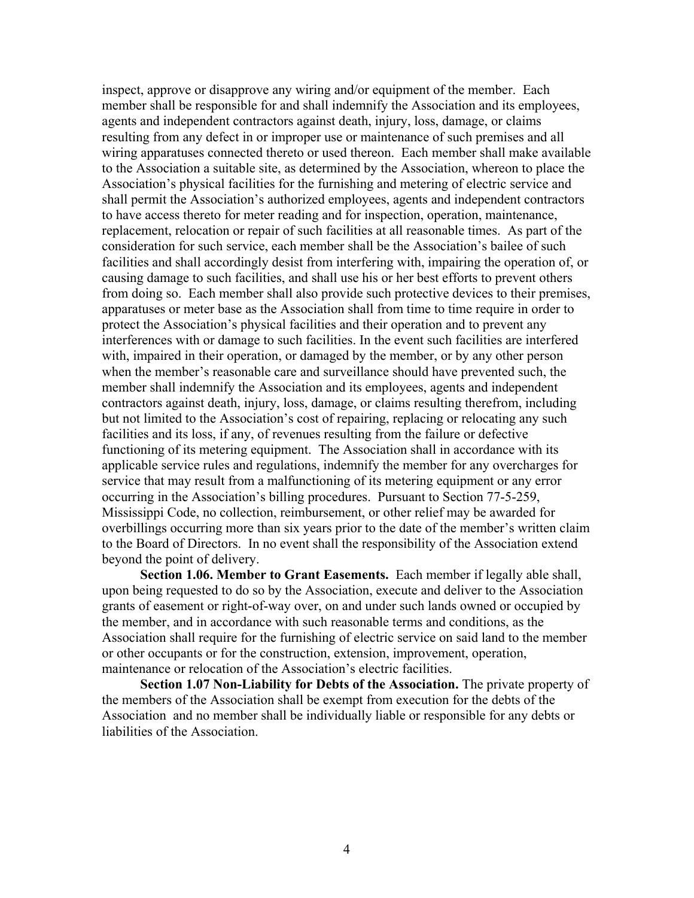inspect, approve or disapprove any wiring and/or equipment of the member. Each member shall be responsible for and shall indemnify the Association and its employees, agents and independent contractors against death, injury, loss, damage, or claims resulting from any defect in or improper use or maintenance of such premises and all wiring apparatuses connected thereto or used thereon. Each member shall make available to the Association a suitable site, as determined by the Association, whereon to place the Association's physical facilities for the furnishing and metering of electric service and shall permit the Association's authorized employees, agents and independent contractors to have access thereto for meter reading and for inspection, operation, maintenance, replacement, relocation or repair of such facilities at all reasonable times. As part of the consideration for such service, each member shall be the Association's bailee of such facilities and shall accordingly desist from interfering with, impairing the operation of, or causing damage to such facilities, and shall use his or her best efforts to prevent others from doing so. Each member shall also provide such protective devices to their premises, apparatuses or meter base as the Association shall from time to time require in order to protect the Association's physical facilities and their operation and to prevent any interferences with or damage to such facilities. In the event such facilities are interfered with, impaired in their operation, or damaged by the member, or by any other person when the member's reasonable care and surveillance should have prevented such, the member shall indemnify the Association and its employees, agents and independent contractors against death, injury, loss, damage, or claims resulting therefrom, including but not limited to the Association's cost of repairing, replacing or relocating any such facilities and its loss, if any, of revenues resulting from the failure or defective functioning of its metering equipment. The Association shall in accordance with its applicable service rules and regulations, indemnify the member for any overcharges for service that may result from a malfunctioning of its metering equipment or any error occurring in the Association's billing procedures. Pursuant to Section 77-5-259, Mississippi Code, no collection, reimbursement, or other relief may be awarded for overbillings occurring more than six years prior to the date of the member's written claim to the Board of Directors. In no event shall the responsibility of the Association extend beyond the point of delivery.

**Section 1.06. Member to Grant Easements.** Each member if legally able shall, upon being requested to do so by the Association, execute and deliver to the Association grants of easement or right-of-way over, on and under such lands owned or occupied by the member, and in accordance with such reasonable terms and conditions, as the Association shall require for the furnishing of electric service on said land to the member or other occupants or for the construction, extension, improvement, operation, maintenance or relocation of the Association's electric facilities.

**Section 1.07 Non-Liability for Debts of the Association.** The private property of the members of the Association shall be exempt from execution for the debts of the Association and no member shall be individually liable or responsible for any debts or liabilities of the Association.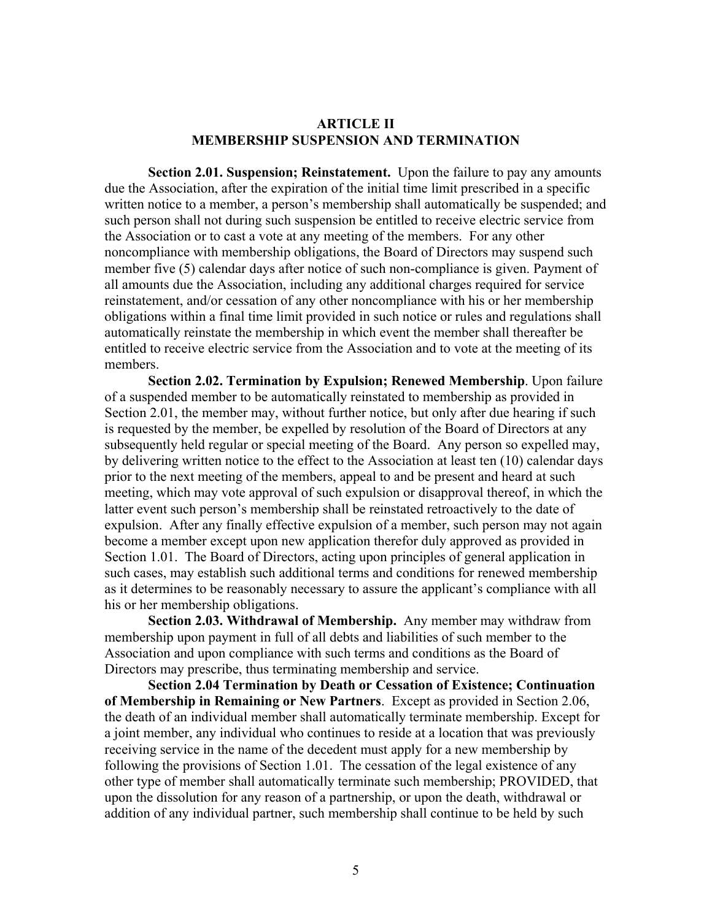# ARTICLE II
# MEMBERSHIP SUSPENSION AND TERMINATION

**Section 2.01. Suspension; Reinstatement.** Upon the failure to pay any amounts due the Association, after the expiration of the initial time limit prescribed in a specific written notice to a member, a person's membership shall automatically be suspended; and such person shall not during such suspension be entitled to receive electric service from the Association or to cast a vote at any meeting of the members. For any other noncompliance with membership obligations, the Board of Directors may suspend such member five (5) calendar days after notice of such non-compliance is given. Payment of all amounts due the Association, including any additional charges required for service reinstatement, and/or cessation of any other noncompliance with his or her membership obligations within a final time limit provided in such notice or rules and regulations shall automatically reinstate the membership in which event the member shall thereafter be entitled to receive electric service from the Association and to vote at the meeting of its members.

**Section 2.02. Termination by Expulsion; Renewed Membership**. Upon failure of a suspended member to be automatically reinstated to membership as provided in Section 2.01, the member may, without further notice, but only after due hearing if such is requested by the member, be expelled by resolution of the Board of Directors at any subsequently held regular or special meeting of the Board. Any person so expelled may, by delivering written notice to the effect to the Association at least ten (10) calendar days prior to the next meeting of the members, appeal to and be present and heard at such meeting, which may vote approval of such expulsion or disapproval thereof, in which the latter event such person's membership shall be reinstated retroactively to the date of expulsion. After any finally effective expulsion of a member, such person may not again become a member except upon new application therefor duly approved as provided in Section 1.01. The Board of Directors, acting upon principles of general application in such cases, may establish such additional terms and conditions for renewed membership as it determines to be reasonably necessary to assure the applicant's compliance with all his or her membership obligations.

**Section 2.03. Withdrawal of Membership.** Any member may withdraw from membership upon payment in full of all debts and liabilities of such member to the Association and upon compliance with such terms and conditions as the Board of Directors may prescribe, thus terminating membership and service.

**Section 2.04 Termination by Death or Cessation of Existence; Continuation of Membership in Remaining or New Partners**. Except as provided in Section 2.06, the death of an individual member shall automatically terminate membership. Except for a joint member, any individual who continues to reside at a location that was previously receiving service in the name of the decedent must apply for a new membership by following the provisions of Section 1.01. The cessation of the legal existence of any other type of member shall automatically terminate such membership; PROVIDED, that upon the dissolution for any reason of a partnership, or upon the death, withdrawal or addition of any individual partner, such membership shall continue to be held by such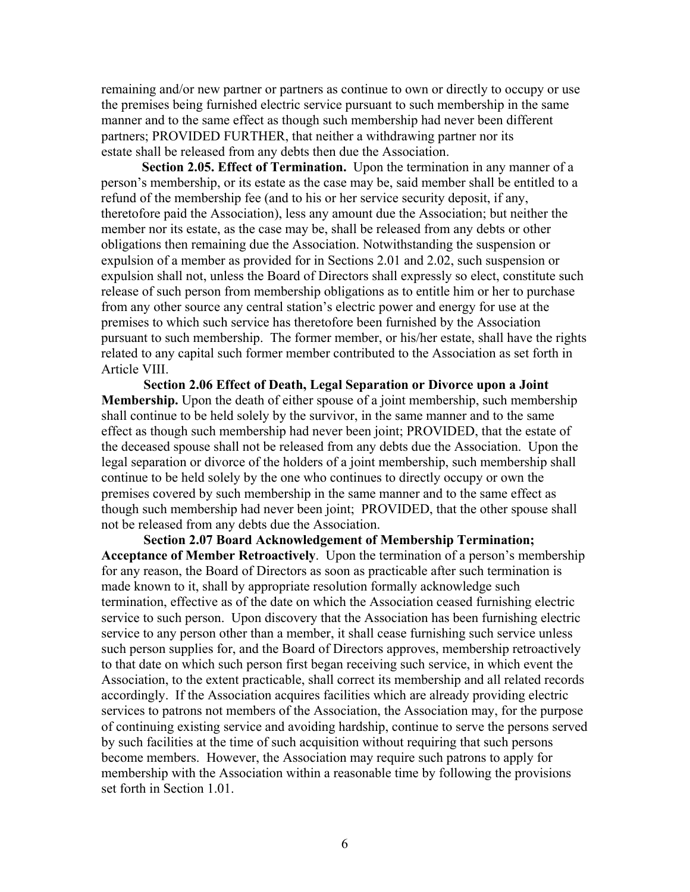remaining and/or new partner or partners as continue to own or directly to occupy or use the premises being furnished electric service pursuant to such membership in the same manner and to the same effect as though such membership had never been different partners; PROVIDED FURTHER, that neither a withdrawing partner nor its estate shall be released from any debts then due the Association.

**Section 2.05. Effect of Termination.** Upon the termination in any manner of a person's membership, or its estate as the case may be, said member shall be entitled to a refund of the membership fee (and to his or her service security deposit, if any, theretofore paid the Association), less any amount due the Association; but neither the member nor its estate, as the case may be, shall be released from any debts or other obligations then remaining due the Association. Notwithstanding the suspension or expulsion of a member as provided for in Sections 2.01 and 2.02, such suspension or expulsion shall not, unless the Board of Directors shall expressly so elect, constitute such release of such person from membership obligations as to entitle him or her to purchase from any other source any central station's electric power and energy for use at the premises to which such service has theretofore been furnished by the Association pursuant to such membership. The former member, or his/her estate, shall have the rights related to any capital such former member contributed to the Association as set forth in Article VIII.

**Section 2.06 Effect of Death, Legal Separation or Divorce upon a Joint Membership.** Upon the death of either spouse of a joint membership, such membership shall continue to be held solely by the survivor, in the same manner and to the same effect as though such membership had never been joint; PROVIDED, that the estate of the deceased spouse shall not be released from any debts due the Association. Upon the legal separation or divorce of the holders of a joint membership, such membership shall continue to be held solely by the one who continues to directly occupy or own the premises covered by such membership in the same manner and to the same effect as though such membership had never been joint; PROVIDED, that the other spouse shall not be released from any debts due the Association.

**Section 2.07 Board Acknowledgement of Membership Termination; Acceptance of Member Retroactively**. Upon the termination of a person's membership for any reason, the Board of Directors as soon as practicable after such termination is made known to it, shall by appropriate resolution formally acknowledge such termination, effective as of the date on which the Association ceased furnishing electric service to such person. Upon discovery that the Association has been furnishing electric service to any person other than a member, it shall cease furnishing such service unless such person supplies for, and the Board of Directors approves, membership retroactively to that date on which such person first began receiving such service, in which event the Association, to the extent practicable, shall correct its membership and all related records accordingly. If the Association acquires facilities which are already providing electric services to patrons not members of the Association, the Association may, for the purpose of continuing existing service and avoiding hardship, continue to serve the persons served by such facilities at the time of such acquisition without requiring that such persons become members. However, the Association may require such patrons to apply for membership with the Association within a reasonable time by following the provisions set forth in Section 1.01.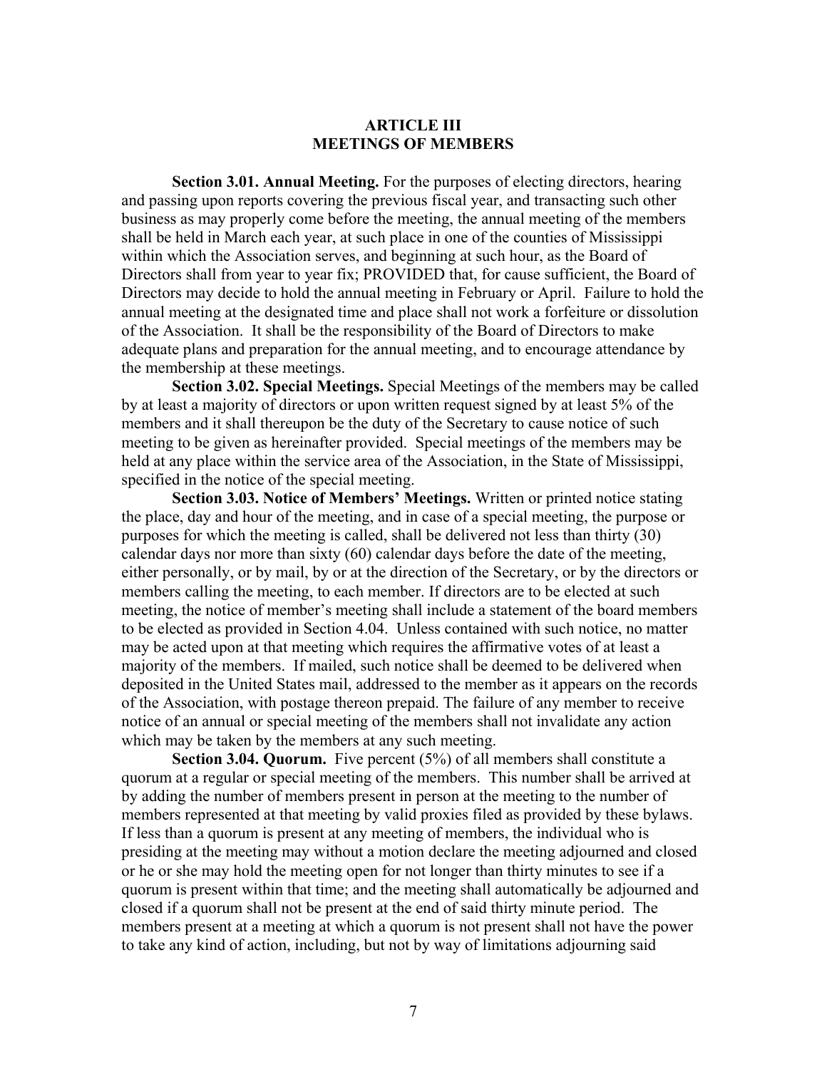## ARTICLE III
## MEETINGS OF MEMBERS

**Section 3.01. Annual Meeting.** For the purposes of electing directors, hearing and passing upon reports covering the previous fiscal year, and transacting such other business as may properly come before the meeting, the annual meeting of the members shall be held in March each year, at such place in one of the counties of Mississippi within which the Association serves, and beginning at such hour, as the Board of Directors shall from year to year fix; PROVIDED that, for cause sufficient, the Board of Directors may decide to hold the annual meeting in February or April. Failure to hold the annual meeting at the designated time and place shall not work a forfeiture or dissolution of the Association. It shall be the responsibility of the Board of Directors to make adequate plans and preparation for the annual meeting, and to encourage attendance by the membership at these meetings.

**Section 3.02. Special Meetings.** Special Meetings of the members may be called by at least a majority of directors or upon written request signed by at least 5% of the members and it shall thereupon be the duty of the Secretary to cause notice of such meeting to be given as hereinafter provided. Special meetings of the members may be held at any place within the service area of the Association, in the State of Mississippi, specified in the notice of the special meeting.

**Section 3.03. Notice of Members' Meetings.** Written or printed notice stating the place, day and hour of the meeting, and in case of a special meeting, the purpose or purposes for which the meeting is called, shall be delivered not less than thirty (30) calendar days nor more than sixty (60) calendar days before the date of the meeting, either personally, or by mail, by or at the direction of the Secretary, or by the directors or members calling the meeting, to each member. If directors are to be elected at such meeting, the notice of member's meeting shall include a statement of the board members to be elected as provided in Section 4.04. Unless contained with such notice, no matter may be acted upon at that meeting which requires the affirmative votes of at least a majority of the members. If mailed, such notice shall be deemed to be delivered when deposited in the United States mail, addressed to the member as it appears on the records of the Association, with postage thereon prepaid. The failure of any member to receive notice of an annual or special meeting of the members shall not invalidate any action which may be taken by the members at any such meeting.

**Section 3.04. Quorum.** Five percent (5%) of all members shall constitute a quorum at a regular or special meeting of the members. This number shall be arrived at by adding the number of members present in person at the meeting to the number of members represented at that meeting by valid proxies filed as provided by these bylaws. If less than a quorum is present at any meeting of members, the individual who is presiding at the meeting may without a motion declare the meeting adjourned and closed or he or she may hold the meeting open for not longer than thirty minutes to see if a quorum is present within that time; and the meeting shall automatically be adjourned and closed if a quorum shall not be present at the end of said thirty minute period. The members present at a meeting at which a quorum is not present shall not have the power to take any kind of action, including, but not by way of limitations adjourning said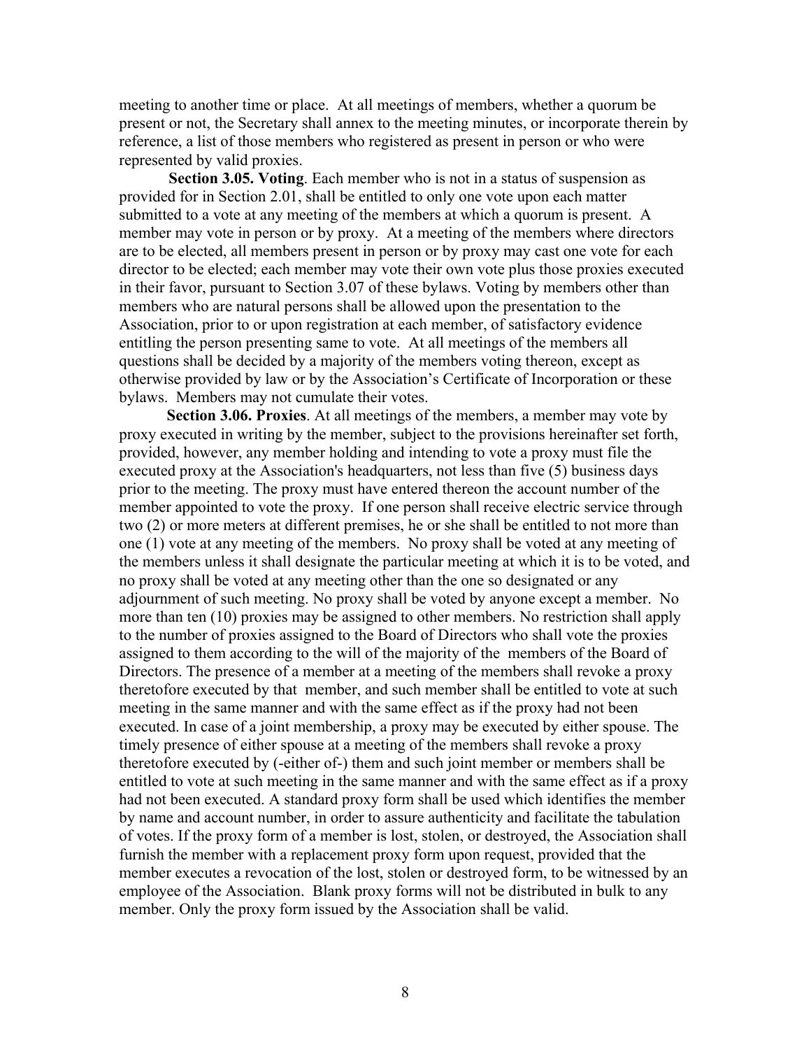meeting to another time or place. At all meetings of members, whether a quorum be present or not, the Secretary shall annex to the meeting minutes, or incorporate therein by reference, a list of those members who registered as present in person or who were represented by valid proxies.

**Section 3.05. Voting**. Each member who is not in a status of suspension as provided for in Section 2.01, shall be entitled to only one vote upon each matter submitted to a vote at any meeting of the members at which a quorum is present. A member may vote in person or by proxy. At a meeting of the members where directors are to be elected, all members present in person or by proxy may cast one vote for each director to be elected; each member may vote their own vote plus those proxies executed in their favor, pursuant to Section 3.07 of these bylaws. Voting by members other than members who are natural persons shall be allowed upon the presentation to the Association, prior to or upon registration at each member, of satisfactory evidence entitling the person presenting same to vote. At all meetings of the members all questions shall be decided by a majority of the members voting thereon, except as otherwise provided by law or by the Association's Certificate of Incorporation or these bylaws. Members may not cumulate their votes.

**Section 3.06. Proxies**. At all meetings of the members, a member may vote by proxy executed in writing by the member, subject to the provisions hereinafter set forth, provided, however, any member holding and intending to vote a proxy must file the executed proxy at the Association's headquarters, not less than five (5) business days prior to the meeting. The proxy must have entered thereon the account number of the member appointed to vote the proxy. If one person shall receive electric service through two (2) or more meters at different premises, he or she shall be entitled to not more than one (1) vote at any meeting of the members. No proxy shall be voted at any meeting of the members unless it shall designate the particular meeting at which it is to be voted, and no proxy shall be voted at any meeting other than the one so designated or any adjournment of such meeting. No proxy shall be voted by anyone except a member. No more than ten (10) proxies may be assigned to other members. No restriction shall apply to the number of proxies assigned to the Board of Directors who shall vote the proxies assigned to them according to the will of the majority of the members of the Board of Directors. The presence of a member at a meeting of the members shall revoke a proxy theretofore executed by that member, and such member shall be entitled to vote at such meeting in the same manner and with the same effect as if the proxy had not been executed. In case of a joint membership, a proxy may be executed by either spouse. The timely presence of either spouse at a meeting of the members shall revoke a proxy theretofore executed by (-either of-) them and such joint member or members shall be entitled to vote at such meeting in the same manner and with the same effect as if a proxy had not been executed. A standard proxy form shall be used which identifies the member by name and account number, in order to assure authenticity and facilitate the tabulation of votes. If the proxy form of a member is lost, stolen, or destroyed, the Association shall furnish the member with a replacement proxy form upon request, provided that the member executes a revocation of the lost, stolen or destroyed form, to be witnessed by an employee of the Association. Blank proxy forms will not be distributed in bulk to any member. Only the proxy form issued by the Association shall be valid.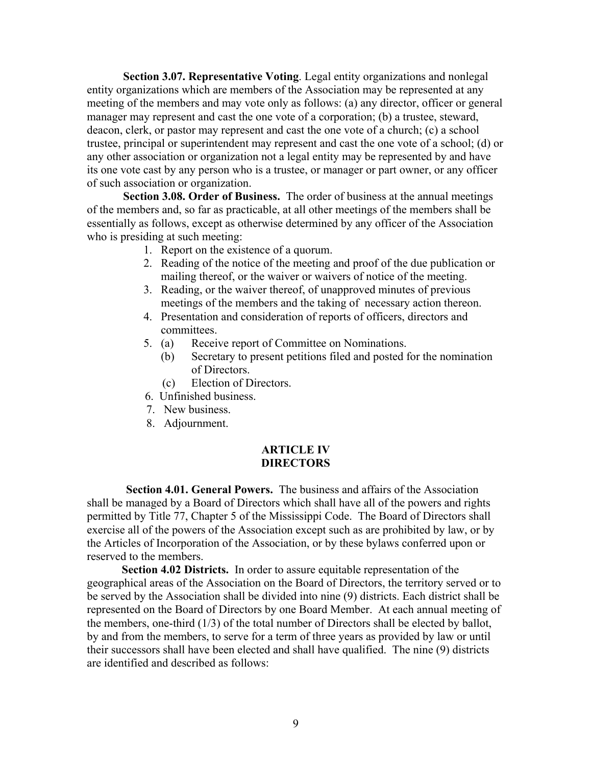**Section 3.07. Representative Voting**. Legal entity organizations and nonlegal entity organizations which are members of the Association may be represented at any meeting of the members and may vote only as follows: (a) any director, officer or general manager may represent and cast the one vote of a corporation; (b) a trustee, steward, deacon, clerk, or pastor may represent and cast the one vote of a church; (c) a school trustee, principal or superintendent may represent and cast the one vote of a school; (d) or any other association or organization not a legal entity may be represented by and have its one vote cast by any person who is a trustee, or manager or part owner, or any officer of such association or organization.

**Section 3.08. Order of Business.** The order of business at the annual meetings of the members and, so far as practicable, at all other meetings of the members shall be essentially as follows, except as otherwise determined by any officer of the Association who is presiding at such meeting:

1. Report on the existence of a quorum.
2. Reading of the notice of the meeting and proof of the due publication or mailing thereof, or the waiver or waivers of notice of the meeting.
3. Reading, or the waiver thereof, of unapproved minutes of previous meetings of the members and the taking of necessary action thereon.
4. Presentation and consideration of reports of officers, directors and committees.
5. (a) Receive report of Committee on Nominations.
   (b) Secretary to present petitions filed and posted for the nomination of Directors.
   (c) Election of Directors.
6. Unfinished business.
7. New business.
8. Adjournment.

## ARTICLE IV
## DIRECTORS

**Section 4.01. General Powers.** The business and affairs of the Association shall be managed by a Board of Directors which shall have all of the powers and rights permitted by Title 77, Chapter 5 of the Mississippi Code. The Board of Directors shall exercise all of the powers of the Association except such as are prohibited by law, or by the Articles of Incorporation of the Association, or by these bylaws conferred upon or reserved to the members.

**Section 4.02 Districts.** In order to assure equitable representation of the geographical areas of the Association on the Board of Directors, the territory served or to be served by the Association shall be divided into nine (9) districts. Each district shall be represented on the Board of Directors by one Board Member. At each annual meeting of the members, one-third (1/3) of the total number of Directors shall be elected by ballot, by and from the members, to serve for a term of three years as provided by law or until their successors shall have been elected and shall have qualified. The nine (9) districts are identified and described as follows: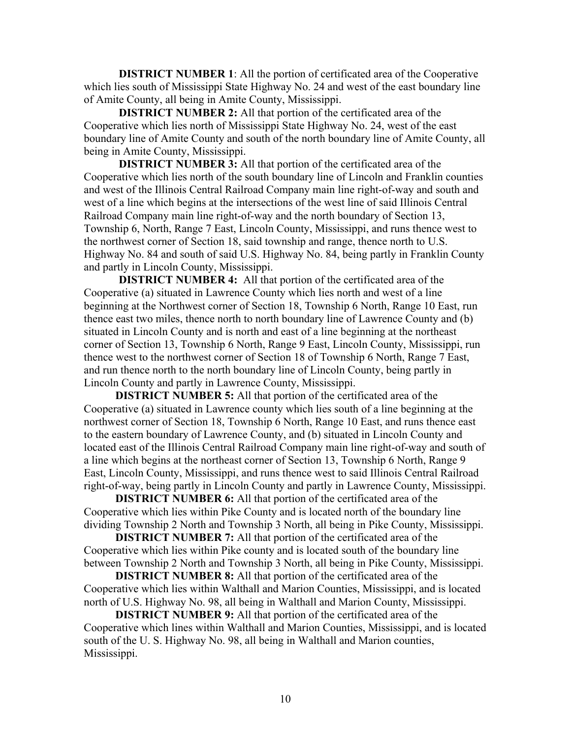**DISTRICT NUMBER 1**: All the portion of certificated area of the Cooperative which lies south of Mississippi State Highway No. 24 and west of the east boundary line of Amite County, all being in Amite County, Mississippi.

**DISTRICT NUMBER 2:** All that portion of the certificated area of the Cooperative which lies north of Mississippi State Highway No. 24, west of the east boundary line of Amite County and south of the north boundary line of Amite County, all being in Amite County, Mississippi.

**DISTRICT NUMBER 3:** All that portion of the certificated area of the Cooperative which lies north of the south boundary line of Lincoln and Franklin counties and west of the Illinois Central Railroad Company main line right-of-way and south and west of a line which begins at the intersections of the west line of said Illinois Central Railroad Company main line right-of-way and the north boundary of Section 13, Township 6, North, Range 7 East, Lincoln County, Mississippi, and runs thence west to the northwest corner of Section 18, said township and range, thence north to U.S. Highway No. 84 and south of said U.S. Highway No. 84, being partly in Franklin County and partly in Lincoln County, Mississippi.

**DISTRICT NUMBER 4:** All that portion of the certificated area of the Cooperative (a) situated in Lawrence County which lies north and west of a line beginning at the Northwest corner of Section 18, Township 6 North, Range 10 East, run thence east two miles, thence north to north boundary line of Lawrence County and (b) situated in Lincoln County and is north and east of a line beginning at the northeast corner of Section 13, Township 6 North, Range 9 East, Lincoln County, Mississippi, run thence west to the northwest corner of Section 18 of Township 6 North, Range 7 East, and run thence north to the north boundary line of Lincoln County, being partly in Lincoln County and partly in Lawrence County, Mississippi.

**DISTRICT NUMBER 5:** All that portion of the certificated area of the Cooperative (a) situated in Lawrence county which lies south of a line beginning at the northwest corner of Section 18, Township 6 North, Range 10 East, and runs thence east to the eastern boundary of Lawrence County, and (b) situated in Lincoln County and located east of the Illinois Central Railroad Company main line right-of-way and south of a line which begins at the northeast corner of Section 13, Township 6 North, Range 9 East, Lincoln County, Mississippi, and runs thence west to said Illinois Central Railroad right-of-way, being partly in Lincoln County and partly in Lawrence County, Mississippi.

**DISTRICT NUMBER 6:** All that portion of the certificated area of the Cooperative which lies within Pike County and is located north of the boundary line dividing Township 2 North and Township 3 North, all being in Pike County, Mississippi.

**DISTRICT NUMBER 7:** All that portion of the certificated area of the Cooperative which lies within Pike county and is located south of the boundary line between Township 2 North and Township 3 North, all being in Pike County, Mississippi.

**DISTRICT NUMBER 8:** All that portion of the certificated area of the Cooperative which lies within Walthall and Marion Counties, Mississippi, and is located north of U.S. Highway No. 98, all being in Walthall and Marion County, Mississippi.

**DISTRICT NUMBER 9:** All that portion of the certificated area of the Cooperative which lines within Walthall and Marion Counties, Mississippi, and is located south of the U. S. Highway No. 98, all being in Walthall and Marion counties, Mississippi.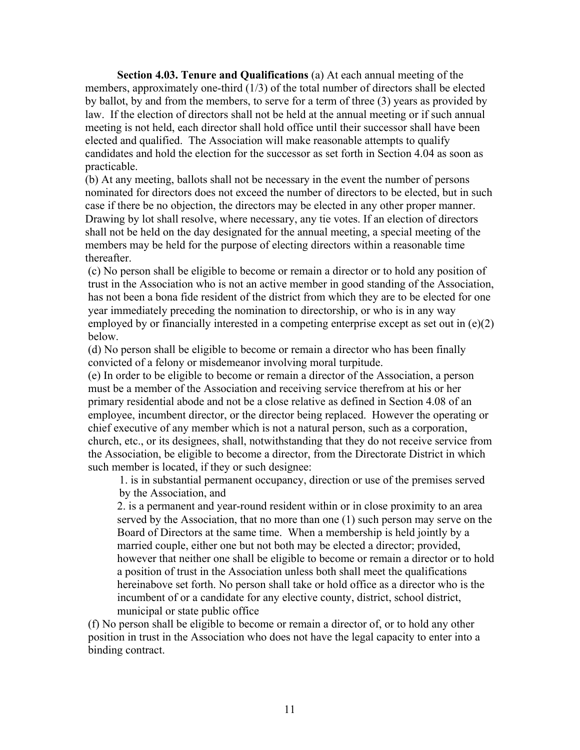**Section 4.03. Tenure and Qualifications** (a) At each annual meeting of the members, approximately one-third (1/3) of the total number of directors shall be elected by ballot, by and from the members, to serve for a term of three (3) years as provided by law. If the election of directors shall not be held at the annual meeting or if such annual meeting is not held, each director shall hold office until their successor shall have been elected and qualified. The Association will make reasonable attempts to qualify candidates and hold the election for the successor as set forth in Section 4.04 as soon as practicable.

(b) At any meeting, ballots shall not be necessary in the event the number of persons nominated for directors does not exceed the number of directors to be elected, but in such case if there be no objection, the directors may be elected in any other proper manner. Drawing by lot shall resolve, where necessary, any tie votes. If an election of directors shall not be held on the day designated for the annual meeting, a special meeting of the members may be held for the purpose of electing directors within a reasonable time thereafter.

(c) No person shall be eligible to become or remain a director or to hold any position of trust in the Association who is not an active member in good standing of the Association, has not been a bona fide resident of the district from which they are to be elected for one year immediately preceding the nomination to directorship, or who is in any way employed by or financially interested in a competing enterprise except as set out in (e)(2) below.

(d) No person shall be eligible to become or remain a director who has been finally convicted of a felony or misdemeanor involving moral turpitude.

(e) In order to be eligible to become or remain a director of the Association, a person must be a member of the Association and receiving service therefrom at his or her primary residential abode and not be a close relative as defined in Section 4.08 of an employee, incumbent director, or the director being replaced. However the operating or chief executive of any member which is not a natural person, such as a corporation, church, etc., or its designees, shall, notwithstanding that they do not receive service from the Association, be eligible to become a director, from the Directorate District in which such member is located, if they or such designee:

1. is in substantial permanent occupancy, direction or use of the premises served by the Association, and
2. is a permanent and year-round resident within or in close proximity to an area served by the Association, that no more than one (1) such person may serve on the Board of Directors at the same time. When a membership is held jointly by a married couple, either one but not both may be elected a director; provided, however that neither one shall be eligible to become or remain a director or to hold a position of trust in the Association unless both shall meet the qualifications hereinabove set forth. No person shall take or hold office as a director who is the incumbent of or a candidate for any elective county, district, school district, municipal or state public office

(f) No person shall be eligible to become or remain a director of, or to hold any other position in trust in the Association who does not have the legal capacity to enter into a binding contract.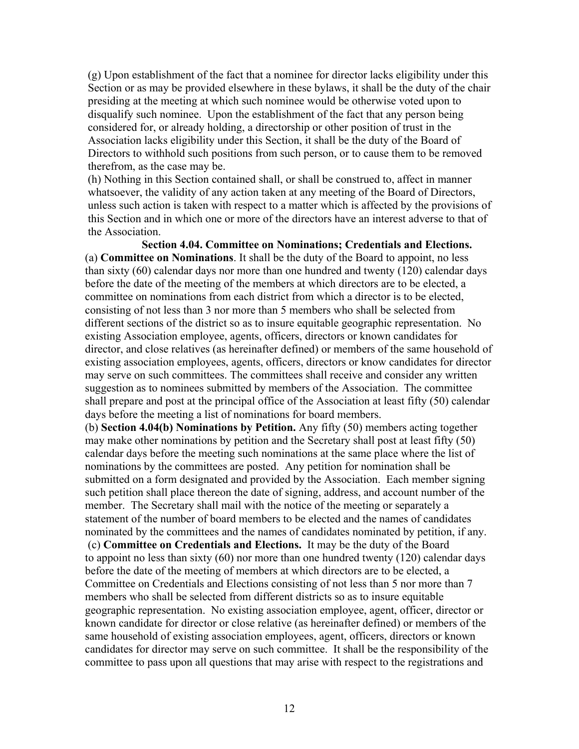(g) Upon establishment of the fact that a nominee for director lacks eligibility under this Section or as may be provided elsewhere in these bylaws, it shall be the duty of the chair presiding at the meeting at which such nominee would be otherwise voted upon to disqualify such nominee. Upon the establishment of the fact that any person being considered for, or already holding, a directorship or other position of trust in the Association lacks eligibility under this Section, it shall be the duty of the Board of Directors to withhold such positions from such person, or to cause them to be removed therefrom, as the case may be.

(h) Nothing in this Section contained shall, or shall be construed to, affect in manner whatsoever, the validity of any action taken at any meeting of the Board of Directors, unless such action is taken with respect to a matter which is affected by the provisions of this Section and in which one or more of the directors have an interest adverse to that of the Association.

**Section 4.04. Committee on Nominations; Credentials and Elections.**

(a) **Committee on Nominations**. It shall be the duty of the Board to appoint, no less than sixty (60) calendar days nor more than one hundred and twenty (120) calendar days before the date of the meeting of the members at which directors are to be elected, a committee on nominations from each district from which a director is to be elected, consisting of not less than 3 nor more than 5 members who shall be selected from different sections of the district so as to insure equitable geographic representation. No existing Association employee, agents, officers, directors or known candidates for director, and close relatives (as hereinafter defined) or members of the same household of existing association employees, agents, officers, directors or know candidates for director may serve on such committees. The committees shall receive and consider any written suggestion as to nominees submitted by members of the Association. The committee shall prepare and post at the principal office of the Association at least fifty (50) calendar days before the meeting a list of nominations for board members.

(b) **Section 4.04(b) Nominations by Petition.** Any fifty (50) members acting together may make other nominations by petition and the Secretary shall post at least fifty (50) calendar days before the meeting such nominations at the same place where the list of nominations by the committees are posted. Any petition for nomination shall be submitted on a form designated and provided by the Association. Each member signing such petition shall place thereon the date of signing, address, and account number of the member. The Secretary shall mail with the notice of the meeting or separately a statement of the number of board members to be elected and the names of candidates nominated by the committees and the names of candidates nominated by petition, if any.

(c) **Committee on Credentials and Elections.** It may be the duty of the Board to appoint no less than sixty (60) nor more than one hundred twenty (120) calendar days before the date of the meeting of members at which directors are to be elected, a Committee on Credentials and Elections consisting of not less than 5 nor more than 7 members who shall be selected from different districts so as to insure equitable geographic representation. No existing association employee, agent, officer, director or known candidate for director or close relative (as hereinafter defined) or members of the same household of existing association employees, agent, officers, directors or known candidates for director may serve on such committee. It shall be the responsibility of the committee to pass upon all questions that may arise with respect to the registrations and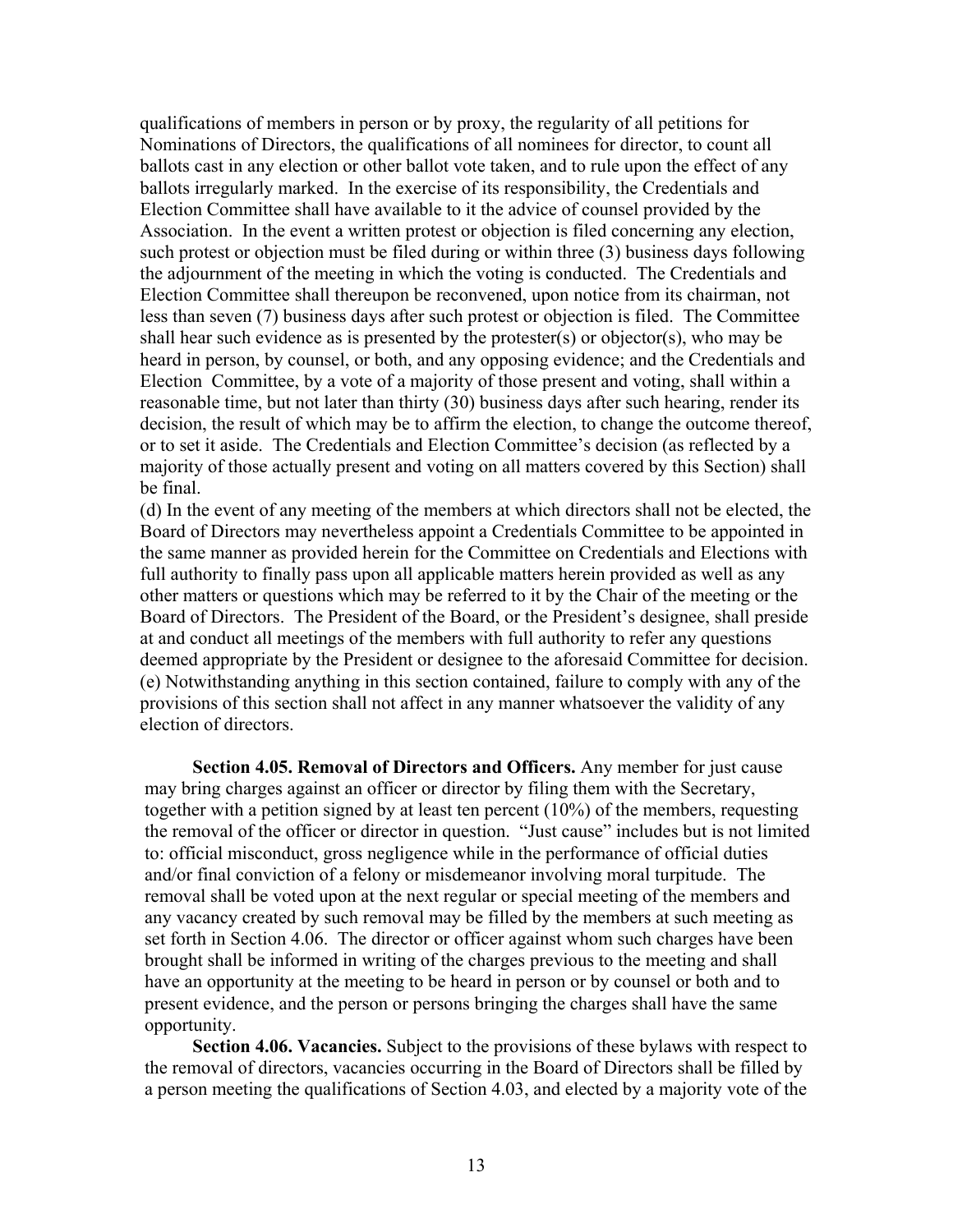qualifications of members in person or by proxy, the regularity of all petitions for Nominations of Directors, the qualifications of all nominees for director, to count all ballots cast in any election or other ballot vote taken, and to rule upon the effect of any ballots irregularly marked. In the exercise of its responsibility, the Credentials and Election Committee shall have available to it the advice of counsel provided by the Association. In the event a written protest or objection is filed concerning any election, such protest or objection must be filed during or within three (3) business days following the adjournment of the meeting in which the voting is conducted. The Credentials and Election Committee shall thereupon be reconvened, upon notice from its chairman, not less than seven (7) business days after such protest or objection is filed. The Committee shall hear such evidence as is presented by the protester(s) or objector(s), who may be heard in person, by counsel, or both, and any opposing evidence; and the Credentials and Election Committee, by a vote of a majority of those present and voting, shall within a reasonable time, but not later than thirty (30) business days after such hearing, render its decision, the result of which may be to affirm the election, to change the outcome thereof, or to set it aside. The Credentials and Election Committee's decision (as reflected by a majority of those actually present and voting on all matters covered by this Section) shall be final.

(d) In the event of any meeting of the members at which directors shall not be elected, the Board of Directors may nevertheless appoint a Credentials Committee to be appointed in the same manner as provided herein for the Committee on Credentials and Elections with full authority to finally pass upon all applicable matters herein provided as well as any other matters or questions which may be referred to it by the Chair of the meeting or the Board of Directors. The President of the Board, or the President's designee, shall preside at and conduct all meetings of the members with full authority to refer any questions deemed appropriate by the President or designee to the aforesaid Committee for decision.

(e) Notwithstanding anything in this section contained, failure to comply with any of the provisions of this section shall not affect in any manner whatsoever the validity of any election of directors.

**Section 4.05. Removal of Directors and Officers.** Any member for just cause may bring charges against an officer or director by filing them with the Secretary, together with a petition signed by at least ten percent (10%) of the members, requesting the removal of the officer or director in question. "Just cause" includes but is not limited to: official misconduct, gross negligence while in the performance of official duties and/or final conviction of a felony or misdemeanor involving moral turpitude. The removal shall be voted upon at the next regular or special meeting of the members and any vacancy created by such removal may be filled by the members at such meeting as set forth in Section 4.06. The director or officer against whom such charges have been brought shall be informed in writing of the charges previous to the meeting and shall have an opportunity at the meeting to be heard in person or by counsel or both and to present evidence, and the person or persons bringing the charges shall have the same opportunity.

**Section 4.06. Vacancies.** Subject to the provisions of these bylaws with respect to the removal of directors, vacancies occurring in the Board of Directors shall be filled by a person meeting the qualifications of Section 4.03, and elected by a majority vote of the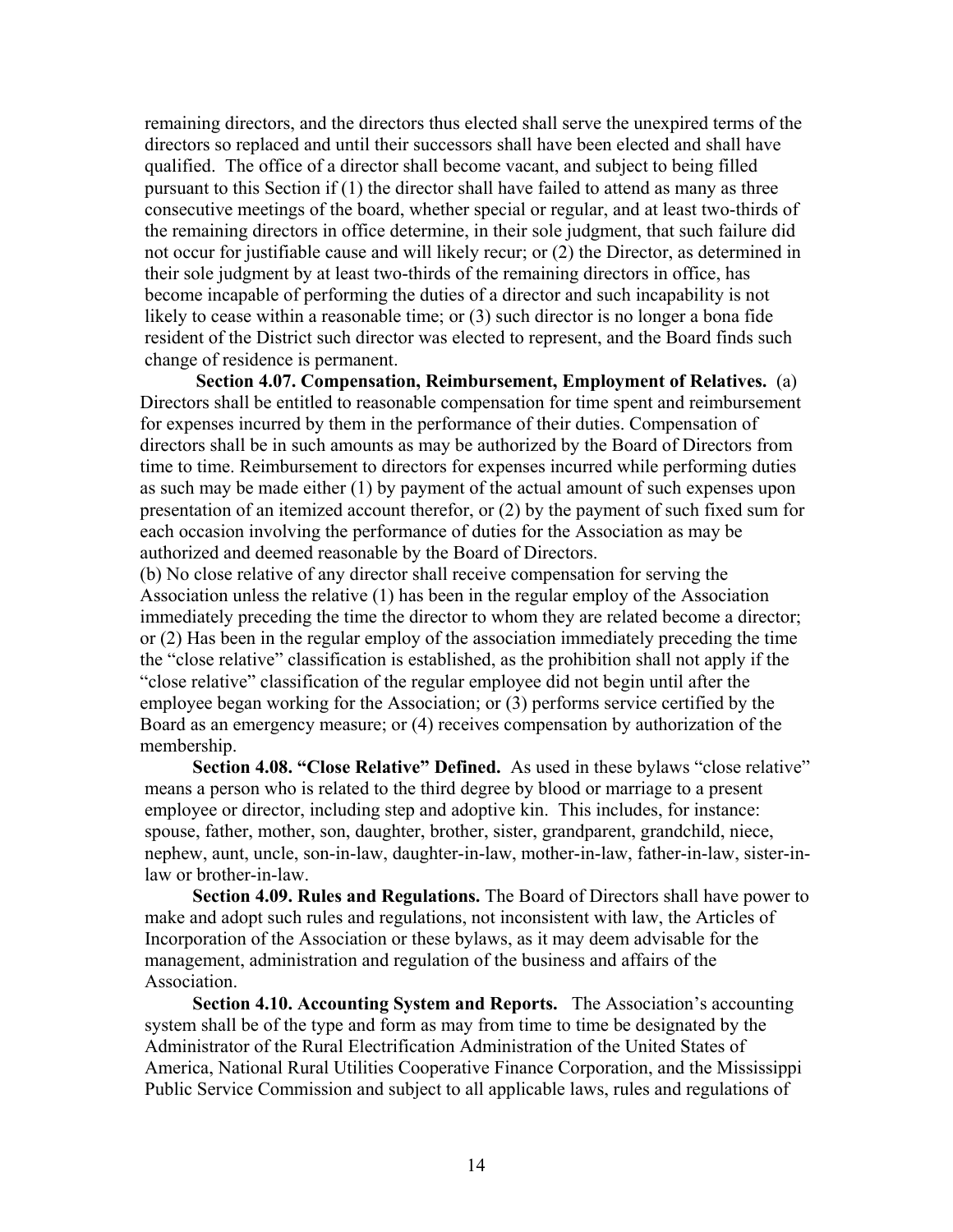remaining directors, and the directors thus elected shall serve the unexpired terms of the directors so replaced and until their successors shall have been elected and shall have qualified. The office of a director shall become vacant, and subject to being filled pursuant to this Section if (1) the director shall have failed to attend as many as three consecutive meetings of the board, whether special or regular, and at least two-thirds of the remaining directors in office determine, in their sole judgment, that such failure did not occur for justifiable cause and will likely recur; or (2) the Director, as determined in their sole judgment by at least two-thirds of the remaining directors in office, has become incapable of performing the duties of a director and such incapability is not likely to cease within a reasonable time; or (3) such director is no longer a bona fide resident of the District such director was elected to represent, and the Board finds such change of residence is permanent.

**Section 4.07. Compensation, Reimbursement, Employment of Relatives.** (a) Directors shall be entitled to reasonable compensation for time spent and reimbursement for expenses incurred by them in the performance of their duties. Compensation of directors shall be in such amounts as may be authorized by the Board of Directors from time to time. Reimbursement to directors for expenses incurred while performing duties as such may be made either (1) by payment of the actual amount of such expenses upon presentation of an itemized account therefor, or (2) by the payment of such fixed sum for each occasion involving the performance of duties for the Association as may be authorized and deemed reasonable by the Board of Directors.

(b) No close relative of any director shall receive compensation for serving the Association unless the relative (1) has been in the regular employ of the Association immediately preceding the time the director to whom they are related become a director; or (2) Has been in the regular employ of the association immediately preceding the time the "close relative" classification is established, as the prohibition shall not apply if the "close relative" classification of the regular employee did not begin until after the employee began working for the Association; or (3) performs service certified by the Board as an emergency measure; or (4) receives compensation by authorization of the membership.

**Section 4.08. "Close Relative" Defined.** As used in these bylaws "close relative" means a person who is related to the third degree by blood or marriage to a present employee or director, including step and adoptive kin. This includes, for instance: spouse, father, mother, son, daughter, brother, sister, grandparent, grandchild, niece, nephew, aunt, uncle, son-in-law, daughter-in-law, mother-in-law, father-in-law, sister-in-law or brother-in-law.

**Section 4.09. Rules and Regulations.** The Board of Directors shall have power to make and adopt such rules and regulations, not inconsistent with law, the Articles of Incorporation of the Association or these bylaws, as it may deem advisable for the management, administration and regulation of the business and affairs of the Association.

**Section 4.10. Accounting System and Reports.** The Association's accounting system shall be of the type and form as may from time to time be designated by the Administrator of the Rural Electrification Administration of the United States of America, National Rural Utilities Cooperative Finance Corporation, and the Mississippi Public Service Commission and subject to all applicable laws, rules and regulations of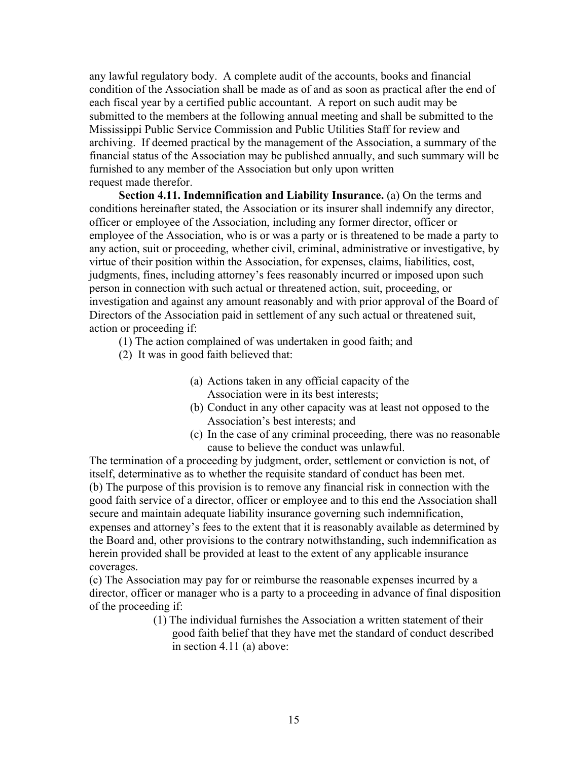any lawful regulatory body. A complete audit of the accounts, books and financial condition of the Association shall be made as of and as soon as practical after the end of each fiscal year by a certified public accountant. A report on such audit may be submitted to the members at the following annual meeting and shall be submitted to the Mississippi Public Service Commission and Public Utilities Staff for review and archiving. If deemed practical by the management of the Association, a summary of the financial status of the Association may be published annually, and such summary will be furnished to any member of the Association but only upon written request made therefor.

**Section 4.11. Indemnification and Liability Insurance.** (a) On the terms and conditions hereinafter stated, the Association or its insurer shall indemnify any director, officer or employee of the Association, including any former director, officer or employee of the Association, who is or was a party or is threatened to be made a party to any action, suit or proceeding, whether civil, criminal, administrative or investigative, by virtue of their position within the Association, for expenses, claims, liabilities, cost, judgments, fines, including attorney's fees reasonably incurred or imposed upon such person in connection with such actual or threatened action, suit, proceeding, or investigation and against any amount reasonably and with prior approval of the Board of Directors of the Association paid in settlement of any such actual or threatened suit, action or proceeding if:

(1) The action complained of was undertaken in good faith; and

(2) It was in good faith believed that:

- (a) Actions taken in any official capacity of the Association were in its best interests;
- (b) Conduct in any other capacity was at least not opposed to the Association's best interests; and
- (c) In the case of any criminal proceeding, there was no reasonable cause to believe the conduct was unlawful.

The termination of a proceeding by judgment, order, settlement or conviction is not, of itself, determinative as to whether the requisite standard of conduct has been met.

(b) The purpose of this provision is to remove any financial risk in connection with the good faith service of a director, officer or employee and to this end the Association shall secure and maintain adequate liability insurance governing such indemnification, expenses and attorney's fees to the extent that it is reasonably available as determined by the Board and, other provisions to the contrary notwithstanding, such indemnification as herein provided shall be provided at least to the extent of any applicable insurance coverages.

(c) The Association may pay for or reimburse the reasonable expenses incurred by a director, officer or manager who is a party to a proceeding in advance of final disposition of the proceeding if:

(1) The individual furnishes the Association a written statement of their good faith belief that they have met the standard of conduct described in section 4.11 (a) above: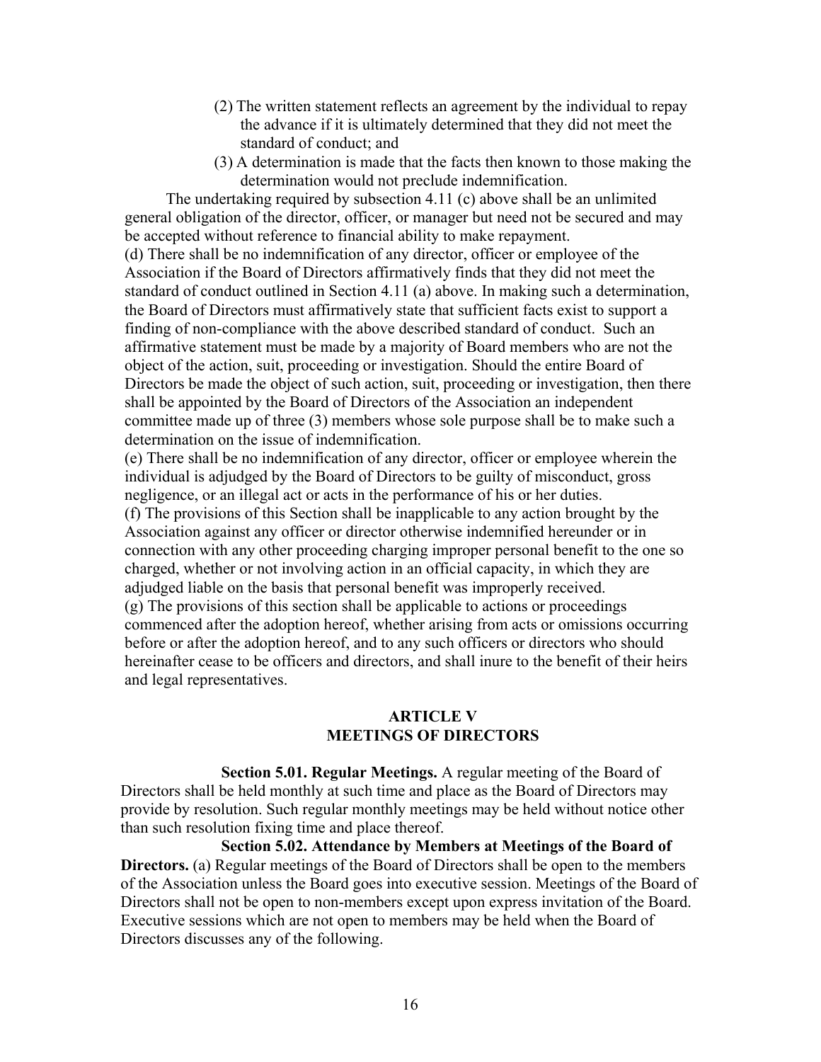(2) The written statement reflects an agreement by the individual to repay the advance if it is ultimately determined that they did not meet the standard of conduct; and

(3) A determination is made that the facts then known to those making the determination would not preclude indemnification.

The undertaking required by subsection 4.11 (c) above shall be an unlimited general obligation of the director, officer, or manager but need not be secured and may be accepted without reference to financial ability to make repayment.

(d) There shall be no indemnification of any director, officer or employee of the Association if the Board of Directors affirmatively finds that they did not meet the standard of conduct outlined in Section 4.11 (a) above. In making such a determination, the Board of Directors must affirmatively state that sufficient facts exist to support a finding of non-compliance with the above described standard of conduct. Such an affirmative statement must be made by a majority of Board members who are not the object of the action, suit, proceeding or investigation. Should the entire Board of Directors be made the object of such action, suit, proceeding or investigation, then there shall be appointed by the Board of Directors of the Association an independent committee made up of three (3) members whose sole purpose shall be to make such a determination on the issue of indemnification.

(e) There shall be no indemnification of any director, officer or employee wherein the individual is adjudged by the Board of Directors to be guilty of misconduct, gross negligence, or an illegal act or acts in the performance of his or her duties.

(f) The provisions of this Section shall be inapplicable to any action brought by the Association against any officer or director otherwise indemnified hereunder or in connection with any other proceeding charging improper personal benefit to the one so charged, whether or not involving action in an official capacity, in which they are adjudged liable on the basis that personal benefit was improperly received.

(g) The provisions of this section shall be applicable to actions or proceedings commenced after the adoption hereof, whether arising from acts or omissions occurring before or after the adoption hereof, and to any such officers or directors who should hereinafter cease to be officers and directors, and shall inure to the benefit of their heirs and legal representatives.

## ARTICLE V
## MEETINGS OF DIRECTORS

**Section 5.01. Regular Meetings.** A regular meeting of the Board of Directors shall be held monthly at such time and place as the Board of Directors may provide by resolution. Such regular monthly meetings may be held without notice other than such resolution fixing time and place thereof.

**Section 5.02. Attendance by Members at Meetings of the Board of Directors.** (a) Regular meetings of the Board of Directors shall be open to the members of the Association unless the Board goes into executive session. Meetings of the Board of Directors shall not be open to non-members except upon express invitation of the Board. Executive sessions which are not open to members may be held when the Board of Directors discusses any of the following.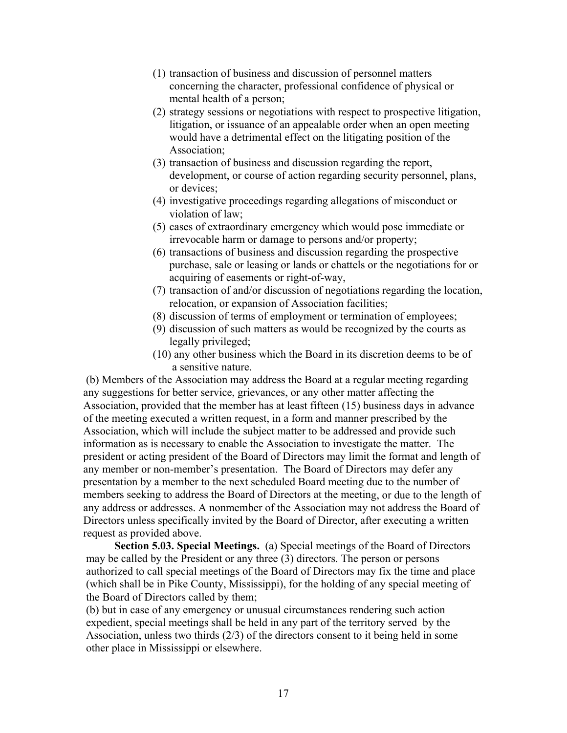(1) transaction of business and discussion of personnel matters concerning the character, professional confidence of physical or mental health of a person;
(2) strategy sessions or negotiations with respect to prospective litigation, litigation, or issuance of an appealable order when an open meeting would have a detrimental effect on the litigating position of the Association;
(3) transaction of business and discussion regarding the report, development, or course of action regarding security personnel, plans, or devices;
(4) investigative proceedings regarding allegations of misconduct or violation of law;
(5) cases of extraordinary emergency which would pose immediate or irrevocable harm or damage to persons and/or property;
(6) transactions of business and discussion regarding the prospective purchase, sale or leasing or lands or chattels or the negotiations for or acquiring of easements or right-of-way,
(7) transaction of and/or discussion of negotiations regarding the location, relocation, or expansion of Association facilities;
(8) discussion of terms of employment or termination of employees;
(9) discussion of such matters as would be recognized by the courts as legally privileged;
(10) any other business which the Board in its discretion deems to be of a sensitive nature.

(b) Members of the Association may address the Board at a regular meeting regarding any suggestions for better service, grievances, or any other matter affecting the Association, provided that the member has at least fifteen (15) business days in advance of the meeting executed a written request, in a form and manner prescribed by the Association, which will include the subject matter to be addressed and provide such information as is necessary to enable the Association to investigate the matter. The president or acting president of the Board of Directors may limit the format and length of any member or non-member's presentation. The Board of Directors may defer any presentation by a member to the next scheduled Board meeting due to the number of members seeking to address the Board of Directors at the meeting, or due to the length of any address or addresses. A nonmember of the Association may not address the Board of Directors unless specifically invited by the Board of Director, after executing a written request as provided above.

**Section 5.03. Special Meetings.** (a) Special meetings of the Board of Directors may be called by the President or any three (3) directors. The person or persons authorized to call special meetings of the Board of Directors may fix the time and place (which shall be in Pike County, Mississippi), for the holding of any special meeting of the Board of Directors called by them;

(b) but in case of any emergency or unusual circumstances rendering such action expedient, special meetings shall be held in any part of the territory served by the Association, unless two thirds (2/3) of the directors consent to it being held in some other place in Mississippi or elsewhere.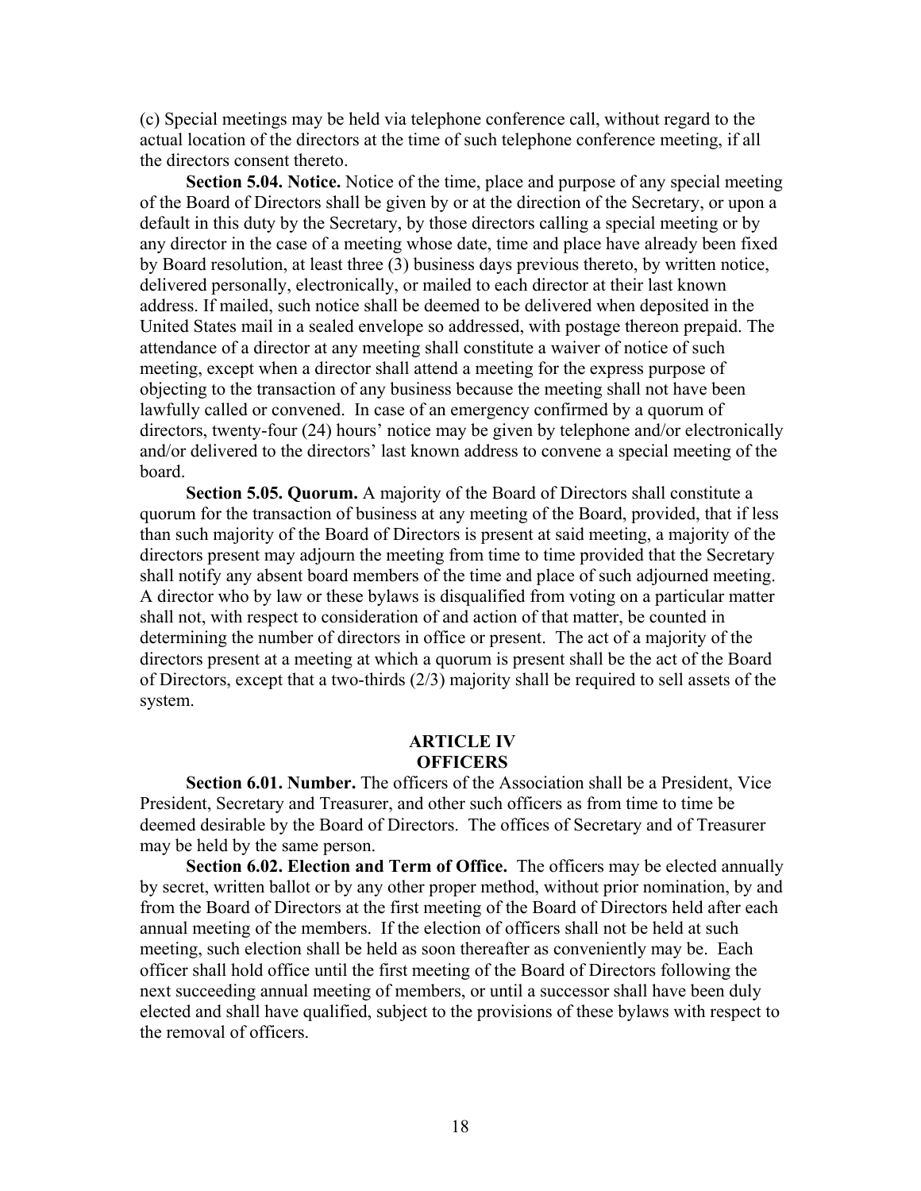(c) Special meetings may be held via telephone conference call, without regard to the actual location of the directors at the time of such telephone conference meeting, if all the directors consent thereto.

**Section 5.04. Notice.** Notice of the time, place and purpose of any special meeting of the Board of Directors shall be given by or at the direction of the Secretary, or upon a default in this duty by the Secretary, by those directors calling a special meeting or by any director in the case of a meeting whose date, time and place have already been fixed by Board resolution, at least three (3) business days previous thereto, by written notice, delivered personally, electronically, or mailed to each director at their last known address. If mailed, such notice shall be deemed to be delivered when deposited in the United States mail in a sealed envelope so addressed, with postage thereon prepaid. The attendance of a director at any meeting shall constitute a waiver of notice of such meeting, except when a director shall attend a meeting for the express purpose of objecting to the transaction of any business because the meeting shall not have been lawfully called or convened. In case of an emergency confirmed by a quorum of directors, twenty-four (24) hours' notice may be given by telephone and/or electronically and/or delivered to the directors' last known address to convene a special meeting of the board.

**Section 5.05. Quorum.** A majority of the Board of Directors shall constitute a quorum for the transaction of business at any meeting of the Board, provided, that if less than such majority of the Board of Directors is present at said meeting, a majority of the directors present may adjourn the meeting from time to time provided that the Secretary shall notify any absent board members of the time and place of such adjourned meeting. A director who by law or these bylaws is disqualified from voting on a particular matter shall not, with respect to consideration of and action of that matter, be counted in determining the number of directors in office or present. The act of a majority of the directors present at a meeting at which a quorum is present shall be the act of the Board of Directors, except that a two-thirds (2/3) majority shall be required to sell assets of the system.

## ARTICLE IV
## OFFICERS

**Section 6.01. Number.** The officers of the Association shall be a President, Vice President, Secretary and Treasurer, and other such officers as from time to time be deemed desirable by the Board of Directors. The offices of Secretary and of Treasurer may be held by the same person.

**Section 6.02. Election and Term of Office.** The officers may be elected annually by secret, written ballot or by any other proper method, without prior nomination, by and from the Board of Directors at the first meeting of the Board of Directors held after each annual meeting of the members. If the election of officers shall not be held at such meeting, such election shall be held as soon thereafter as conveniently may be. Each officer shall hold office until the first meeting of the Board of Directors following the next succeeding annual meeting of members, or until a successor shall have been duly elected and shall have qualified, subject to the provisions of these bylaws with respect to the removal of officers.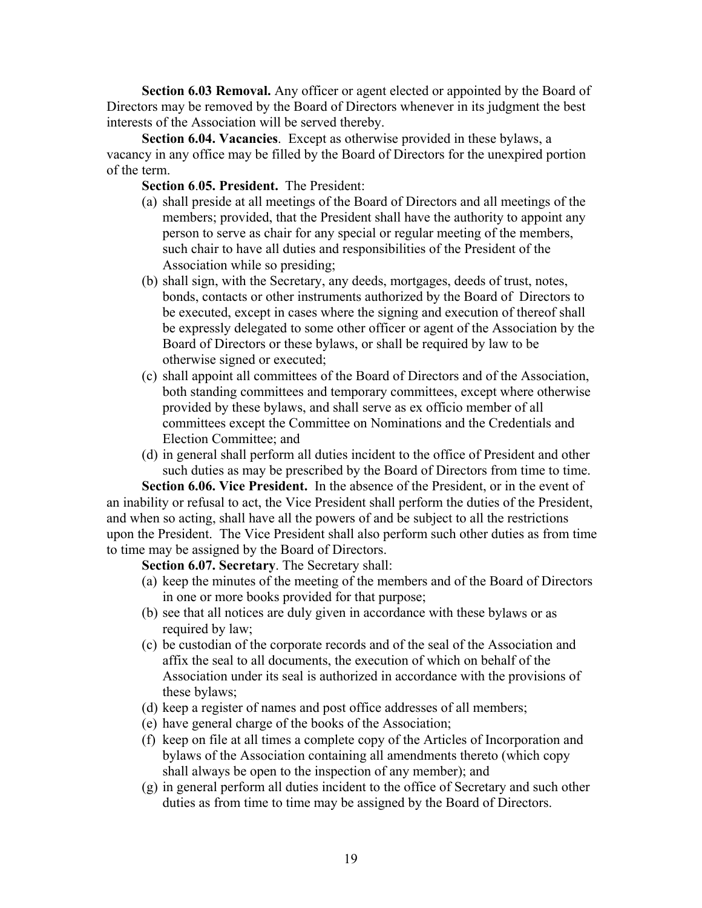**Section 6.03 Removal.** Any officer or agent elected or appointed by the Board of Directors may be removed by the Board of Directors whenever in its judgment the best interests of the Association will be served thereby.

**Section 6.04. Vacancies**. Except as otherwise provided in these bylaws, a vacancy in any office may be filled by the Board of Directors for the unexpired portion of the term.

**Section 6.05. President.** The President:

(a) shall preside at all meetings of the Board of Directors and all meetings of the members; provided, that the President shall have the authority to appoint any person to serve as chair for any special or regular meeting of the members, such chair to have all duties and responsibilities of the President of the Association while so presiding;

(b) shall sign, with the Secretary, any deeds, mortgages, deeds of trust, notes, bonds, contacts or other instruments authorized by the Board of Directors to be executed, except in cases where the signing and execution of thereof shall be expressly delegated to some other officer or agent of the Association by the Board of Directors or these bylaws, or shall be required by law to be otherwise signed or executed;

(c) shall appoint all committees of the Board of Directors and of the Association, both standing committees and temporary committees, except where otherwise provided by these bylaws, and shall serve as ex officio member of all committees except the Committee on Nominations and the Credentials and Election Committee; and

(d) in general shall perform all duties incident to the office of President and other such duties as may be prescribed by the Board of Directors from time to time.

**Section 6.06. Vice President.** In the absence of the President, or in the event of an inability or refusal to act, the Vice President shall perform the duties of the President, and when so acting, shall have all the powers of and be subject to all the restrictions upon the President. The Vice President shall also perform such other duties as from time to time may be assigned by the Board of Directors.

**Section 6.07. Secretary**. The Secretary shall:

(a) keep the minutes of the meeting of the members and of the Board of Directors in one or more books provided for that purpose;

(b) see that all notices are duly given in accordance with these bylaws or as required by law;

(c) be custodian of the corporate records and of the seal of the Association and affix the seal to all documents, the execution of which on behalf of the Association under its seal is authorized in accordance with the provisions of these bylaws;

(d) keep a register of names and post office addresses of all members;

(e) have general charge of the books of the Association;

(f) keep on file at all times a complete copy of the Articles of Incorporation and bylaws of the Association containing all amendments thereto (which copy shall always be open to the inspection of any member); and

(g) in general perform all duties incident to the office of Secretary and such other duties as from time to time may be assigned by the Board of Directors.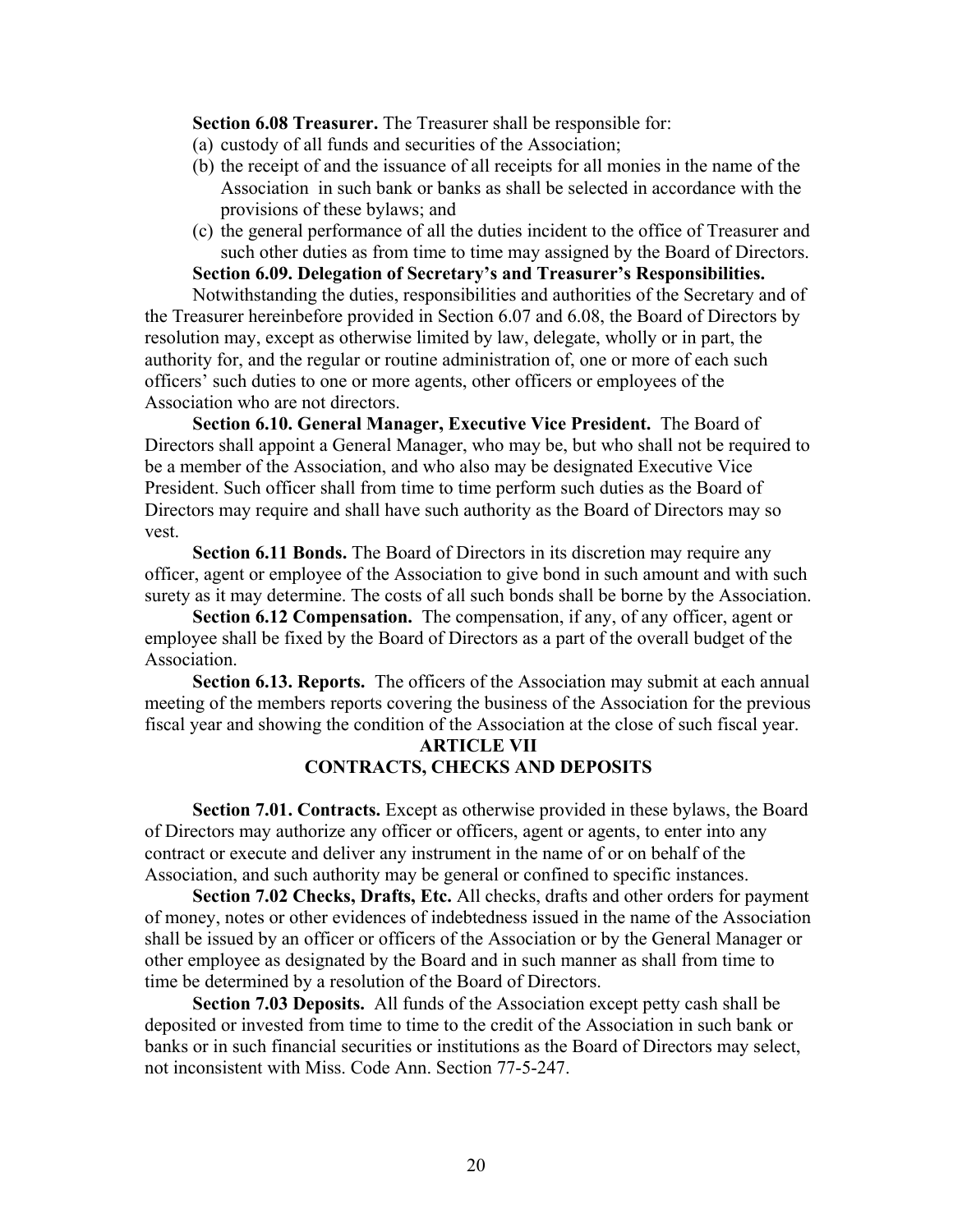**Section 6.08 Treasurer.** The Treasurer shall be responsible for:

(a) custody of all funds and securities of the Association;
(b) the receipt of and the issuance of all receipts for all monies in the name of the Association in such bank or banks as shall be selected in accordance with the provisions of these bylaws; and
(c) the general performance of all the duties incident to the office of Treasurer and such other duties as from time to time may assigned by the Board of Directors.

**Section 6.09. Delegation of Secretary's and Treasurer's Responsibilities.**

Notwithstanding the duties, responsibilities and authorities of the Secretary and of the Treasurer hereinbefore provided in Section 6.07 and 6.08, the Board of Directors by resolution may, except as otherwise limited by law, delegate, wholly or in part, the authority for, and the regular or routine administration of, one or more of each such officers' such duties to one or more agents, other officers or employees of the Association who are not directors.

**Section 6.10. General Manager, Executive Vice President.** The Board of Directors shall appoint a General Manager, who may be, but who shall not be required to be a member of the Association, and who also may be designated Executive Vice President. Such officer shall from time to time perform such duties as the Board of Directors may require and shall have such authority as the Board of Directors may so vest.

**Section 6.11 Bonds.** The Board of Directors in its discretion may require any officer, agent or employee of the Association to give bond in such amount and with such surety as it may determine. The costs of all such bonds shall be borne by the Association.

**Section 6.12 Compensation.** The compensation, if any, of any officer, agent or employee shall be fixed by the Board of Directors as a part of the overall budget of the Association.

**Section 6.13. Reports.** The officers of the Association may submit at each annual meeting of the members reports covering the business of the Association for the previous fiscal year and showing the condition of the Association at the close of such fiscal year.

## ARTICLE VII
## CONTRACTS, CHECKS AND DEPOSITS

**Section 7.01. Contracts.** Except as otherwise provided in these bylaws, the Board of Directors may authorize any officer or officers, agent or agents, to enter into any contract or execute and deliver any instrument in the name of or on behalf of the Association, and such authority may be general or confined to specific instances.

**Section 7.02 Checks, Drafts, Etc.** All checks, drafts and other orders for payment of money, notes or other evidences of indebtedness issued in the name of the Association shall be issued by an officer or officers of the Association or by the General Manager or other employee as designated by the Board and in such manner as shall from time to time be determined by a resolution of the Board of Directors.

**Section 7.03 Deposits.** All funds of the Association except petty cash shall be deposited or invested from time to time to the credit of the Association in such bank or banks or in such financial securities or institutions as the Board of Directors may select, not inconsistent with Miss. Code Ann. Section 77-5-247.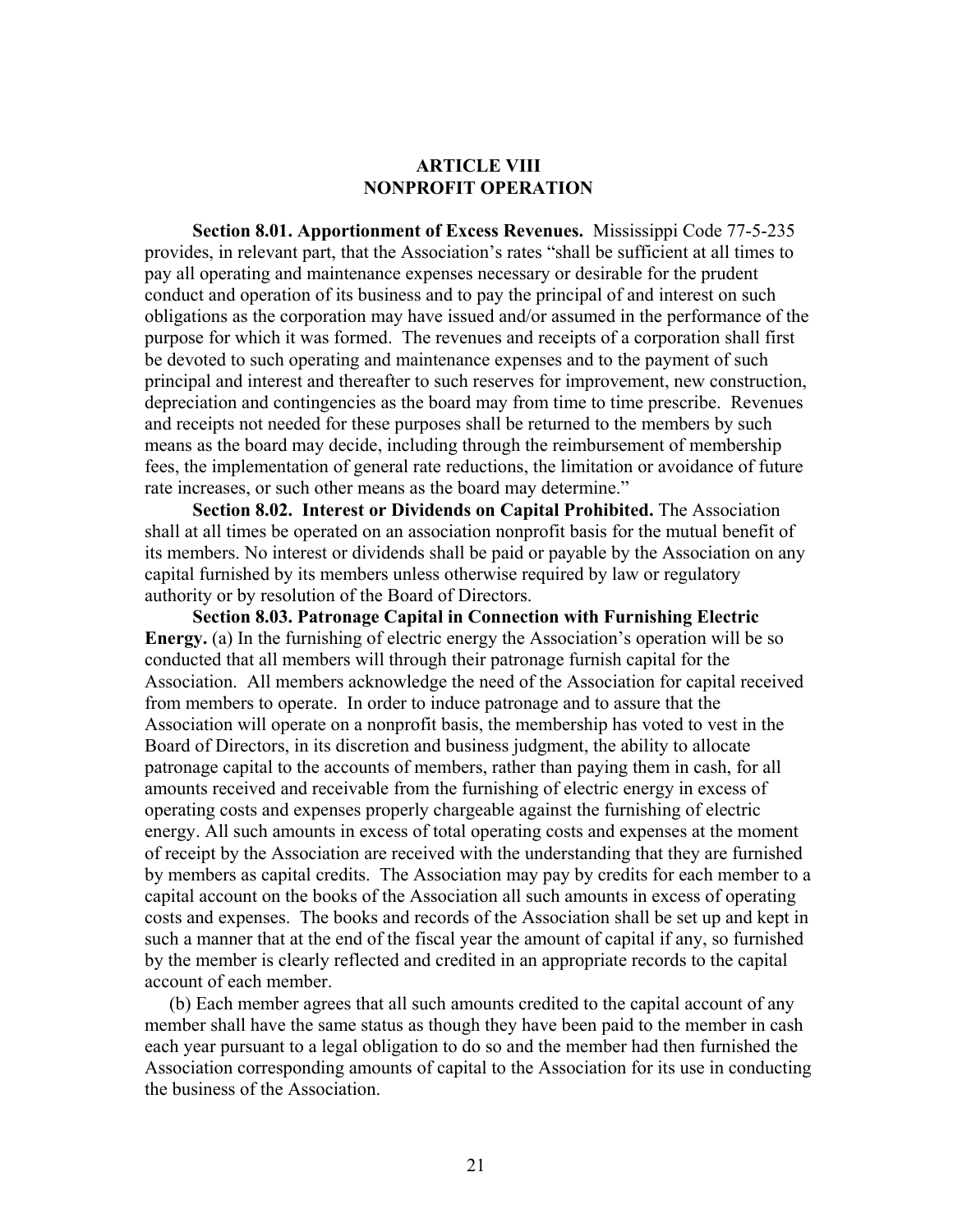## ARTICLE VIII
## NONPROFIT OPERATION

**Section 8.01. Apportionment of Excess Revenues.** Mississippi Code 77-5-235 provides, in relevant part, that the Association's rates "shall be sufficient at all times to pay all operating and maintenance expenses necessary or desirable for the prudent conduct and operation of its business and to pay the principal of and interest on such obligations as the corporation may have issued and/or assumed in the performance of the purpose for which it was formed. The revenues and receipts of a corporation shall first be devoted to such operating and maintenance expenses and to the payment of such principal and interest and thereafter to such reserves for improvement, new construction, depreciation and contingencies as the board may from time to time prescribe. Revenues and receipts not needed for these purposes shall be returned to the members by such means as the board may decide, including through the reimbursement of membership fees, the implementation of general rate reductions, the limitation or avoidance of future rate increases, or such other means as the board may determine."

**Section 8.02. Interest or Dividends on Capital Prohibited.** The Association shall at all times be operated on an association nonprofit basis for the mutual benefit of its members. No interest or dividends shall be paid or payable by the Association on any capital furnished by its members unless otherwise required by law or regulatory authority or by resolution of the Board of Directors.

**Section 8.03. Patronage Capital in Connection with Furnishing Electric Energy.** (a) In the furnishing of electric energy the Association's operation will be so conducted that all members will through their patronage furnish capital for the Association. All members acknowledge the need of the Association for capital received from members to operate. In order to induce patronage and to assure that the Association will operate on a nonprofit basis, the membership has voted to vest in the Board of Directors, in its discretion and business judgment, the ability to allocate patronage capital to the accounts of members, rather than paying them in cash, for all amounts received and receivable from the furnishing of electric energy in excess of operating costs and expenses properly chargeable against the furnishing of electric energy. All such amounts in excess of total operating costs and expenses at the moment of receipt by the Association are received with the understanding that they are furnished by members as capital credits. The Association may pay by credits for each member to a capital account on the books of the Association all such amounts in excess of operating costs and expenses. The books and records of the Association shall be set up and kept in such a manner that at the end of the fiscal year the amount of capital if any, so furnished by the member is clearly reflected and credited in an appropriate records to the capital account of each member.

(b) Each member agrees that all such amounts credited to the capital account of any member shall have the same status as though they have been paid to the member in cash each year pursuant to a legal obligation to do so and the member had then furnished the Association corresponding amounts of capital to the Association for its use in conducting the business of the Association.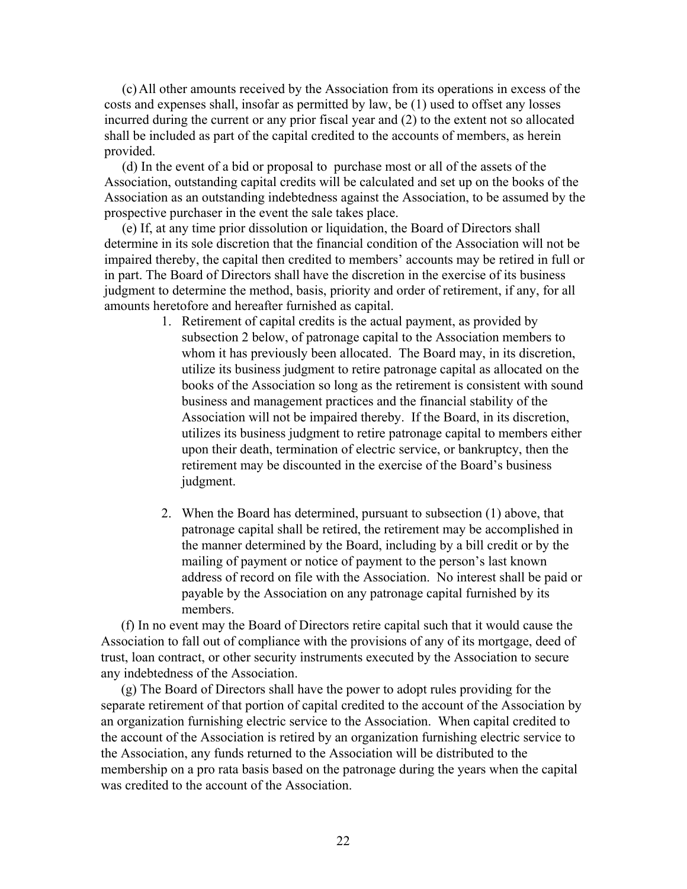(c) All other amounts received by the Association from its operations in excess of the costs and expenses shall, insofar as permitted by law, be (1) used to offset any losses incurred during the current or any prior fiscal year and (2) to the extent not so allocated shall be included as part of the capital credited to the accounts of members, as herein provided.

(d) In the event of a bid or proposal to purchase most or all of the assets of the Association, outstanding capital credits will be calculated and set up on the books of the Association as an outstanding indebtedness against the Association, to be assumed by the prospective purchaser in the event the sale takes place.

(e) If, at any time prior dissolution or liquidation, the Board of Directors shall determine in its sole discretion that the financial condition of the Association will not be impaired thereby, the capital then credited to members' accounts may be retired in full or in part. The Board of Directors shall have the discretion in the exercise of its business judgment to determine the method, basis, priority and order of retirement, if any, for all amounts heretofore and hereafter furnished as capital.

1. Retirement of capital credits is the actual payment, as provided by subsection 2 below, of patronage capital to the Association members to whom it has previously been allocated. The Board may, in its discretion, utilize its business judgment to retire patronage capital as allocated on the books of the Association so long as the retirement is consistent with sound business and management practices and the financial stability of the Association will not be impaired thereby. If the Board, in its discretion, utilizes its business judgment to retire patronage capital to members either upon their death, termination of electric service, or bankruptcy, then the retirement may be discounted in the exercise of the Board's business judgment.

2. When the Board has determined, pursuant to subsection (1) above, that patronage capital shall be retired, the retirement may be accomplished in the manner determined by the Board, including by a bill credit or by the mailing of payment or notice of payment to the person's last known address of record on file with the Association. No interest shall be paid or payable by the Association on any patronage capital furnished by its members.

(f) In no event may the Board of Directors retire capital such that it would cause the Association to fall out of compliance with the provisions of any of its mortgage, deed of trust, loan contract, or other security instruments executed by the Association to secure any indebtedness of the Association.

(g) The Board of Directors shall have the power to adopt rules providing for the separate retirement of that portion of capital credited to the account of the Association by an organization furnishing electric service to the Association. When capital credited to the account of the Association is retired by an organization furnishing electric service to the Association, any funds returned to the Association will be distributed to the membership on a pro rata basis based on the patronage during the years when the capital was credited to the account of the Association.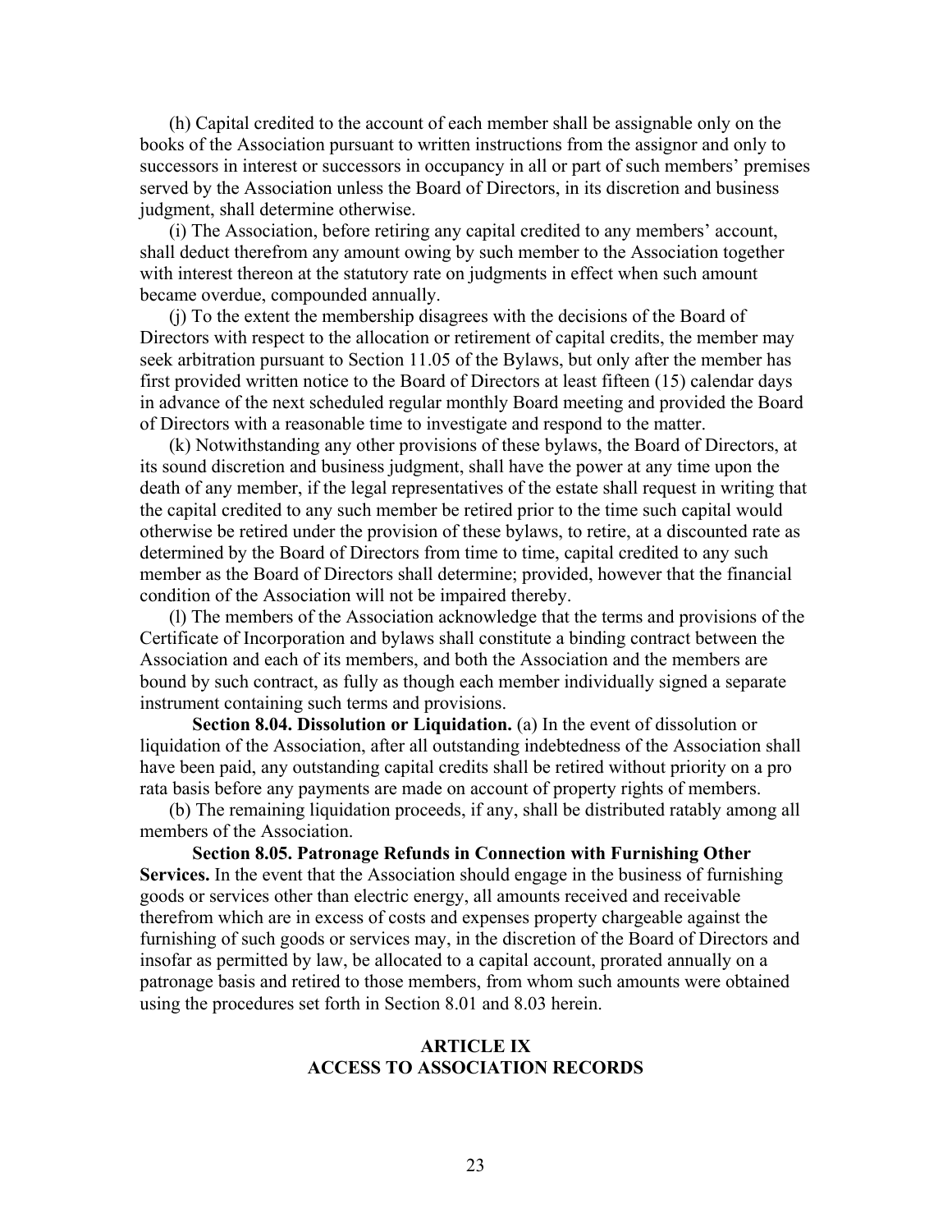(h) Capital credited to the account of each member shall be assignable only on the books of the Association pursuant to written instructions from the assignor and only to successors in interest or successors in occupancy in all or part of such members' premises served by the Association unless the Board of Directors, in its discretion and business judgment, shall determine otherwise.

(i) The Association, before retiring any capital credited to any members' account, shall deduct therefrom any amount owing by such member to the Association together with interest thereon at the statutory rate on judgments in effect when such amount became overdue, compounded annually.

(j) To the extent the membership disagrees with the decisions of the Board of Directors with respect to the allocation or retirement of capital credits, the member may seek arbitration pursuant to Section 11.05 of the Bylaws, but only after the member has first provided written notice to the Board of Directors at least fifteen (15) calendar days in advance of the next scheduled regular monthly Board meeting and provided the Board of Directors with a reasonable time to investigate and respond to the matter.

(k) Notwithstanding any other provisions of these bylaws, the Board of Directors, at its sound discretion and business judgment, shall have the power at any time upon the death of any member, if the legal representatives of the estate shall request in writing that the capital credited to any such member be retired prior to the time such capital would otherwise be retired under the provision of these bylaws, to retire, at a discounted rate as determined by the Board of Directors from time to time, capital credited to any such member as the Board of Directors shall determine; provided, however that the financial condition of the Association will not be impaired thereby.

(l) The members of the Association acknowledge that the terms and provisions of the Certificate of Incorporation and bylaws shall constitute a binding contract between the Association and each of its members, and both the Association and the members are bound by such contract, as fully as though each member individually signed a separate instrument containing such terms and provisions.

**Section 8.04. Dissolution or Liquidation.** (a) In the event of dissolution or liquidation of the Association, after all outstanding indebtedness of the Association shall have been paid, any outstanding capital credits shall be retired without priority on a pro rata basis before any payments are made on account of property rights of members.

(b) The remaining liquidation proceeds, if any, shall be distributed ratably among all members of the Association.

**Section 8.05. Patronage Refunds in Connection with Furnishing Other Services.** In the event that the Association should engage in the business of furnishing goods or services other than electric energy, all amounts received and receivable therefrom which are in excess of costs and expenses property chargeable against the furnishing of such goods or services may, in the discretion of the Board of Directors and insofar as permitted by law, be allocated to a capital account, prorated annually on a patronage basis and retired to those members, from whom such amounts were obtained using the procedures set forth in Section 8.01 and 8.03 herein.

## ARTICLE IX
## ACCESS TO ASSOCIATION RECORDS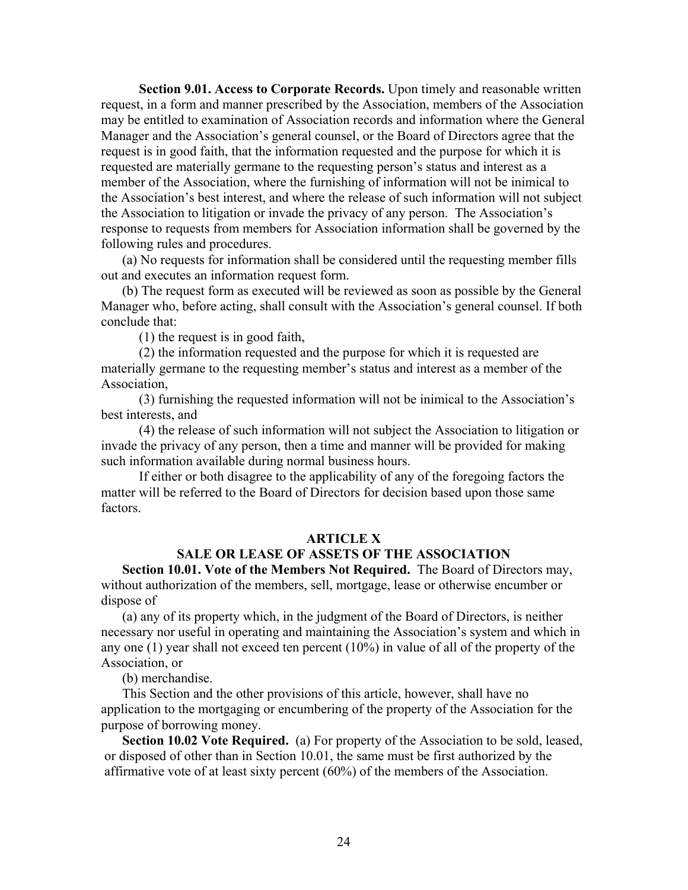**Section 9.01. Access to Corporate Records.** Upon timely and reasonable written request, in a form and manner prescribed by the Association, members of the Association may be entitled to examination of Association records and information where the General Manager and the Association's general counsel, or the Board of Directors agree that the request is in good faith, that the information requested and the purpose for which it is requested are materially germane to the requesting person's status and interest as a member of the Association, where the furnishing of information will not be inimical to the Association's best interest, and where the release of such information will not subject the Association to litigation or invade the privacy of any person. The Association's response to requests from members for Association information shall be governed by the following rules and procedures.

(a) No requests for information shall be considered until the requesting member fills out and executes an information request form.

(b) The request form as executed will be reviewed as soon as possible by the General Manager who, before acting, shall consult with the Association's general counsel. If both conclude that:

(1) the request is in good faith,

(2) the information requested and the purpose for which it is requested are materially germane to the requesting member's status and interest as a member of the Association,

(3) furnishing the requested information will not be inimical to the Association's best interests, and

(4) the release of such information will not subject the Association to litigation or invade the privacy of any person, then a time and manner will be provided for making such information available during normal business hours.

If either or both disagree to the applicability of any of the foregoing factors the matter will be referred to the Board of Directors for decision based upon those same factors.

## ARTICLE X
## SALE OR LEASE OF ASSETS OF THE ASSOCIATION

**Section 10.01. Vote of the Members Not Required.** The Board of Directors may, without authorization of the members, sell, mortgage, lease or otherwise encumber or dispose of

(a) any of its property which, in the judgment of the Board of Directors, is neither necessary nor useful in operating and maintaining the Association's system and which in any one (1) year shall not exceed ten percent (10%) in value of all of the property of the Association, or

(b) merchandise.

This Section and the other provisions of this article, however, shall have no application to the mortgaging or encumbering of the property of the Association for the purpose of borrowing money.

**Section 10.02 Vote Required.** (a) For property of the Association to be sold, leased, or disposed of other than in Section 10.01, the same must be first authorized by the affirmative vote of at least sixty percent (60%) of the members of the Association.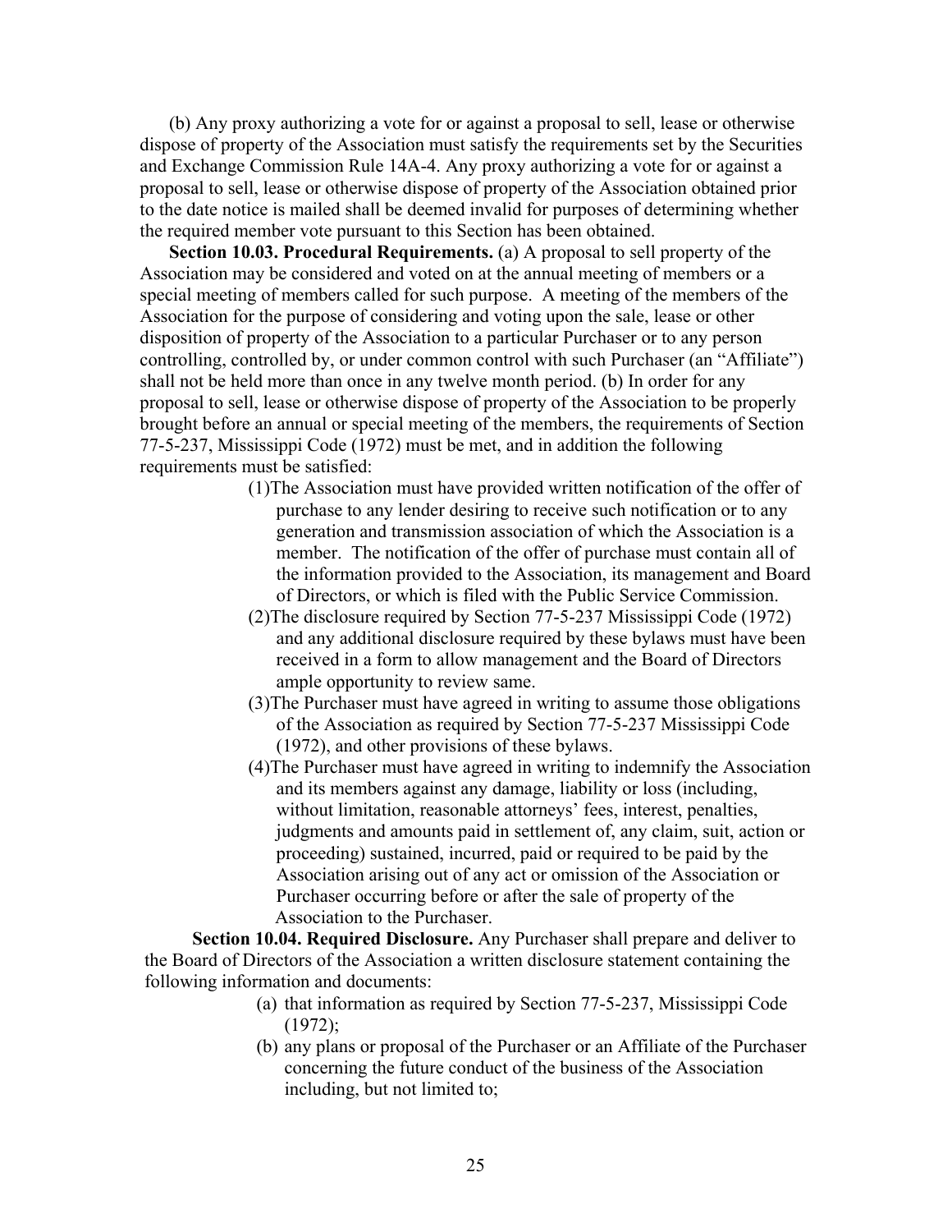(b) Any proxy authorizing a vote for or against a proposal to sell, lease or otherwise dispose of property of the Association must satisfy the requirements set by the Securities and Exchange Commission Rule 14A-4. Any proxy authorizing a vote for or against a proposal to sell, lease or otherwise dispose of property of the Association obtained prior to the date notice is mailed shall be deemed invalid for purposes of determining whether the required member vote pursuant to this Section has been obtained.

**Section 10.03. Procedural Requirements.** (a) A proposal to sell property of the Association may be considered and voted on at the annual meeting of members or a special meeting of members called for such purpose. A meeting of the members of the Association for the purpose of considering and voting upon the sale, lease or other disposition of property of the Association to a particular Purchaser or to any person controlling, controlled by, or under common control with such Purchaser (an "Affiliate") shall not be held more than once in any twelve month period. (b) In order for any proposal to sell, lease or otherwise dispose of property of the Association to be properly brought before an annual or special meeting of the members, the requirements of Section 77-5-237, Mississippi Code (1972) must be met, and in addition the following requirements must be satisfied:

(1) The Association must have provided written notification of the offer of purchase to any lender desiring to receive such notification or to any generation and transmission association of which the Association is a member. The notification of the offer of purchase must contain all of the information provided to the Association, its management and Board of Directors, or which is filed with the Public Service Commission.

(2) The disclosure required by Section 77-5-237 Mississippi Code (1972) and any additional disclosure required by these bylaws must have been received in a form to allow management and the Board of Directors ample opportunity to review same.

(3) The Purchaser must have agreed in writing to assume those obligations of the Association as required by Section 77-5-237 Mississippi Code (1972), and other provisions of these bylaws.

(4) The Purchaser must have agreed in writing to indemnify the Association and its members against any damage, liability or loss (including, without limitation, reasonable attorneys' fees, interest, penalties, judgments and amounts paid in settlement of, any claim, suit, action or proceeding) sustained, incurred, paid or required to be paid by the Association arising out of any act or omission of the Association or Purchaser occurring before or after the sale of property of the Association to the Purchaser.

**Section 10.04. Required Disclosure.** Any Purchaser shall prepare and deliver to the Board of Directors of the Association a written disclosure statement containing the following information and documents:

(a) that information as required by Section 77-5-237, Mississippi Code (1972);

(b) any plans or proposal of the Purchaser or an Affiliate of the Purchaser concerning the future conduct of the business of the Association including, but not limited to;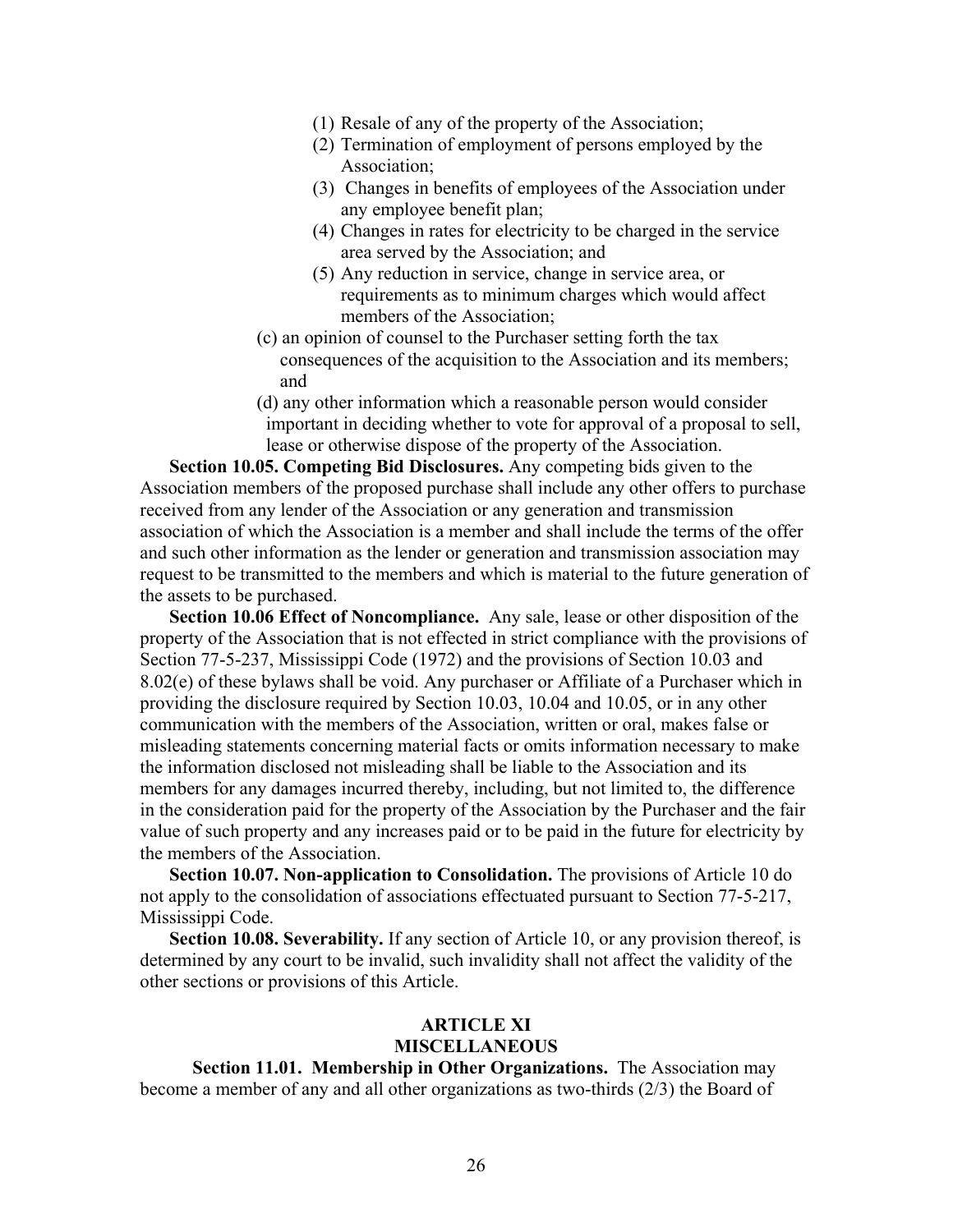(1) Resale of any of the property of the Association;
(2) Termination of employment of persons employed by the Association;
(3) Changes in benefits of employees of the Association under any employee benefit plan;
(4) Changes in rates for electricity to be charged in the service area served by the Association; and
(5) Any reduction in service, change in service area, or requirements as to minimum charges which would affect members of the Association;

(c) an opinion of counsel to the Purchaser setting forth the tax consequences of the acquisition to the Association and its members; and

(d) any other information which a reasonable person would consider important in deciding whether to vote for approval of a proposal to sell, lease or otherwise dispose of the property of the Association.

**Section 10.05. Competing Bid Disclosures.** Any competing bids given to the Association members of the proposed purchase shall include any other offers to purchase received from any lender of the Association or any generation and transmission association of which the Association is a member and shall include the terms of the offer and such other information as the lender or generation and transmission association may request to be transmitted to the members and which is material to the future generation of the assets to be purchased.

**Section 10.06 Effect of Noncompliance.** Any sale, lease or other disposition of the property of the Association that is not effected in strict compliance with the provisions of Section 77-5-237, Mississippi Code (1972) and the provisions of Section 10.03 and 8.02(e) of these bylaws shall be void. Any purchaser or Affiliate of a Purchaser which in providing the disclosure required by Section 10.03, 10.04 and 10.05, or in any other communication with the members of the Association, written or oral, makes false or misleading statements concerning material facts or omits information necessary to make the information disclosed not misleading shall be liable to the Association and its members for any damages incurred thereby, including, but not limited to, the difference in the consideration paid for the property of the Association by the Purchaser and the fair value of such property and any increases paid or to be paid in the future for electricity by the members of the Association.

**Section 10.07. Non-application to Consolidation.** The provisions of Article 10 do not apply to the consolidation of associations effectuated pursuant to Section 77-5-217, Mississippi Code.

**Section 10.08. Severability.** If any section of Article 10, or any provision thereof, is determined by any court to be invalid, such invalidity shall not affect the validity of the other sections or provisions of this Article.

## ARTICLE XI
## MISCELLANEOUS

**Section 11.01. Membership in Other Organizations.** The Association may become a member of any and all other organizations as two-thirds (2/3) the Board of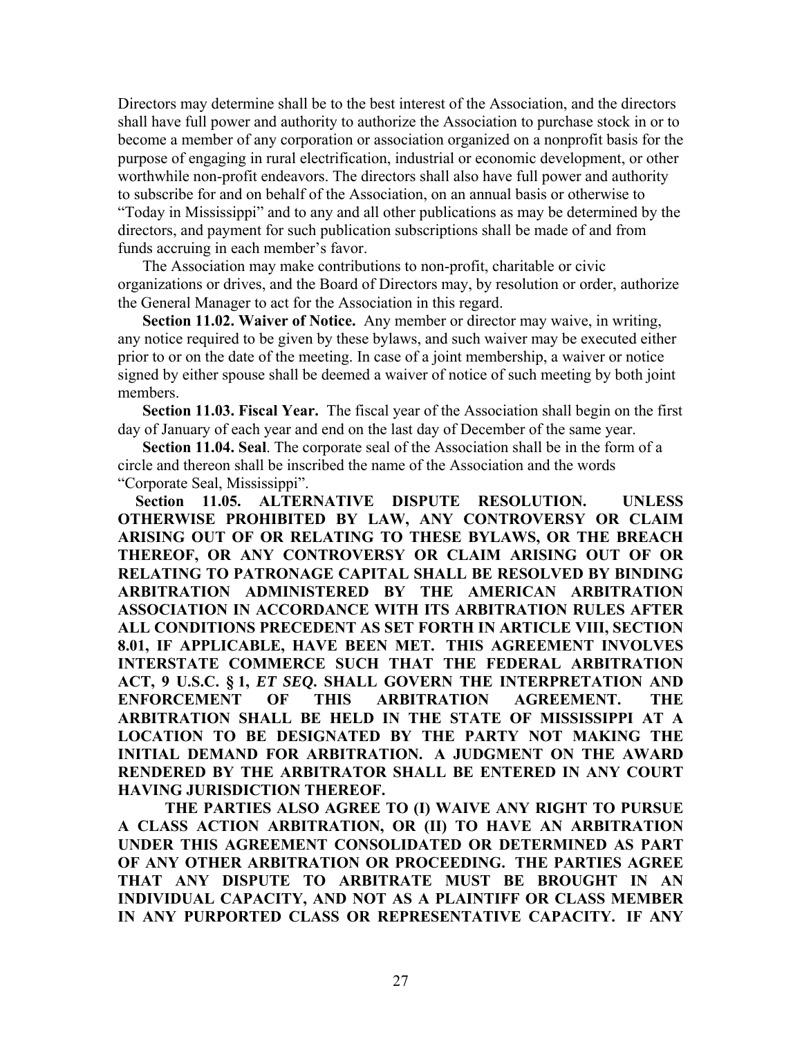Directors may determine shall be to the best interest of the Association, and the directors shall have full power and authority to authorize the Association to purchase stock in or to become a member of any corporation or association organized on a nonprofit basis for the purpose of engaging in rural electrification, industrial or economic development, or other worthwhile non-profit endeavors. The directors shall also have full power and authority to subscribe for and on behalf of the Association, on an annual basis or otherwise to "Today in Mississippi" and to any and all other publications as may be determined by the directors, and payment for such publication subscriptions shall be made of and from funds accruing in each member's favor.

The Association may make contributions to non-profit, charitable or civic organizations or drives, and the Board of Directors may, by resolution or order, authorize the General Manager to act for the Association in this regard.

**Section 11.02. Waiver of Notice.** Any member or director may waive, in writing, any notice required to be given by these bylaws, and such waiver may be executed either prior to or on the date of the meeting. In case of a joint membership, a waiver or notice signed by either spouse shall be deemed a waiver of notice of such meeting by both joint members.

**Section 11.03. Fiscal Year.** The fiscal year of the Association shall begin on the first day of January of each year and end on the last day of December of the same year.

**Section 11.04. Seal**. The corporate seal of the Association shall be in the form of a circle and thereon shall be inscribed the name of the Association and the words "Corporate Seal, Mississippi".

**Section 11.05. ALTERNATIVE DISPUTE RESOLUTION. UNLESS OTHERWISE PROHIBITED BY LAW, ANY CONTROVERSY OR CLAIM ARISING OUT OF OR RELATING TO THESE BYLAWS, OR THE BREACH THEREOF, OR ANY CONTROVERSY OR CLAIM ARISING OUT OF OR RELATING TO PATRONAGE CAPITAL SHALL BE RESOLVED BY BINDING ARBITRATION ADMINISTERED BY THE AMERICAN ARBITRATION ASSOCIATION IN ACCORDANCE WITH ITS ARBITRATION RULES AFTER ALL CONDITIONS PRECEDENT AS SET FORTH IN ARTICLE VIII, SECTION 8.01, IF APPLICABLE, HAVE BEEN MET. THIS AGREEMENT INVOLVES INTERSTATE COMMERCE SUCH THAT THE FEDERAL ARBITRATION ACT, 9 U.S.C. § 1, *ET SEQ.* SHALL GOVERN THE INTERPRETATION AND ENFORCEMENT OF THIS ARBITRATION AGREEMENT. THE ARBITRATION SHALL BE HELD IN THE STATE OF MISSISSIPPI AT A LOCATION TO BE DESIGNATED BY THE PARTY NOT MAKING THE INITIAL DEMAND FOR ARBITRATION. A JUDGMENT ON THE AWARD RENDERED BY THE ARBITRATOR SHALL BE ENTERED IN ANY COURT HAVING JURISDICTION THEREOF.**

**THE PARTIES ALSO AGREE TO (I) WAIVE ANY RIGHT TO PURSUE A CLASS ACTION ARBITRATION, OR (II) TO HAVE AN ARBITRATION UNDER THIS AGREEMENT CONSOLIDATED OR DETERMINED AS PART OF ANY OTHER ARBITRATION OR PROCEEDING. THE PARTIES AGREE THAT ANY DISPUTE TO ARBITRATE MUST BE BROUGHT IN AN INDIVIDUAL CAPACITY, AND NOT AS A PLAINTIFF OR CLASS MEMBER IN ANY PURPORTED CLASS OR REPRESENTATIVE CAPACITY. IF ANY**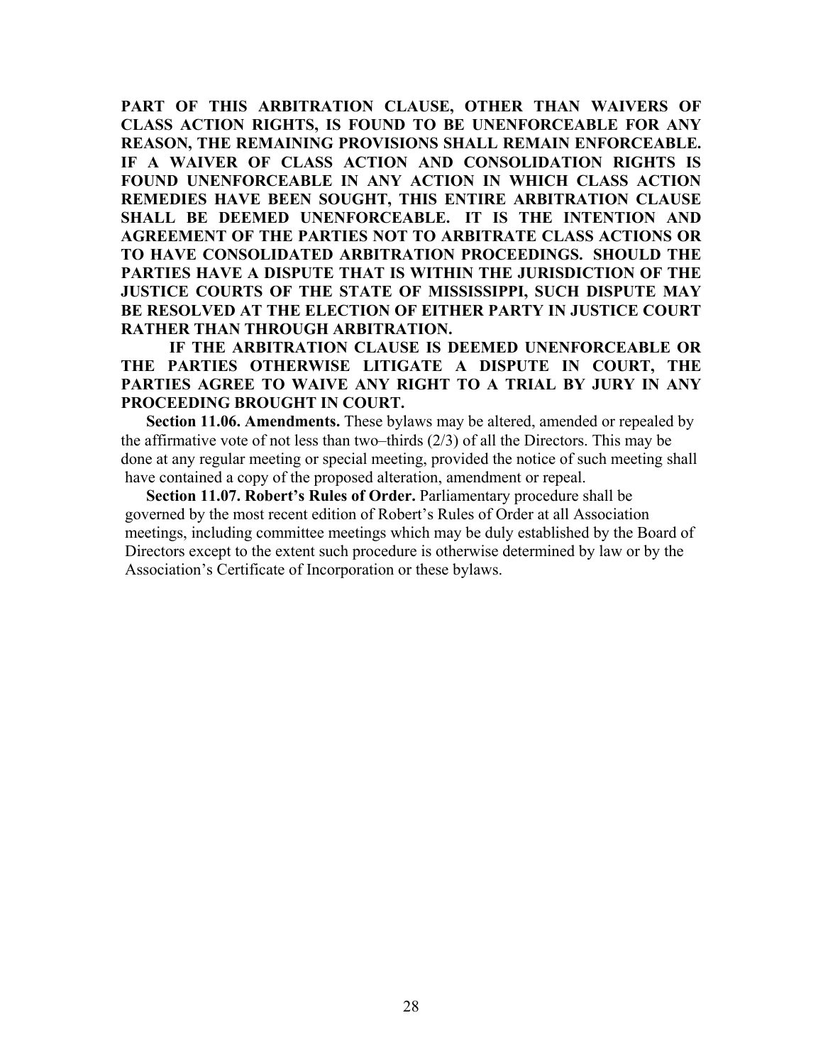**PART OF THIS ARBITRATION CLAUSE, OTHER THAN WAIVERS OF CLASS ACTION RIGHTS, IS FOUND TO BE UNENFORCEABLE FOR ANY REASON, THE REMAINING PROVISIONS SHALL REMAIN ENFORCEABLE. IF A WAIVER OF CLASS ACTION AND CONSOLIDATION RIGHTS IS FOUND UNENFORCEABLE IN ANY ACTION IN WHICH CLASS ACTION REMEDIES HAVE BEEN SOUGHT, THIS ENTIRE ARBITRATION CLAUSE SHALL BE DEEMED UNENFORCEABLE. IT IS THE INTENTION AND AGREEMENT OF THE PARTIES NOT TO ARBITRATE CLASS ACTIONS OR TO HAVE CONSOLIDATED ARBITRATION PROCEEDINGS. SHOULD THE PARTIES HAVE A DISPUTE THAT IS WITHIN THE JURISDICTION OF THE JUSTICE COURTS OF THE STATE OF MISSISSIPPI, SUCH DISPUTE MAY BE RESOLVED AT THE ELECTION OF EITHER PARTY IN JUSTICE COURT RATHER THAN THROUGH ARBITRATION.**

**IF THE ARBITRATION CLAUSE IS DEEMED UNENFORCEABLE OR THE PARTIES OTHERWISE LITIGATE A DISPUTE IN COURT, THE PARTIES AGREE TO WAIVE ANY RIGHT TO A TRIAL BY JURY IN ANY PROCEEDING BROUGHT IN COURT.**

**Section 11.06. Amendments.** These bylaws may be altered, amended or repealed by the affirmative vote of not less than two–thirds (2/3) of all the Directors. This may be done at any regular meeting or special meeting, provided the notice of such meeting shall have contained a copy of the proposed alteration, amendment or repeal.

**Section 11.07. Robert's Rules of Order.** Parliamentary procedure shall be governed by the most recent edition of Robert's Rules of Order at all Association meetings, including committee meetings which may be duly established by the Board of Directors except to the extent such procedure is otherwise determined by law or by the Association's Certificate of Incorporation or these bylaws.